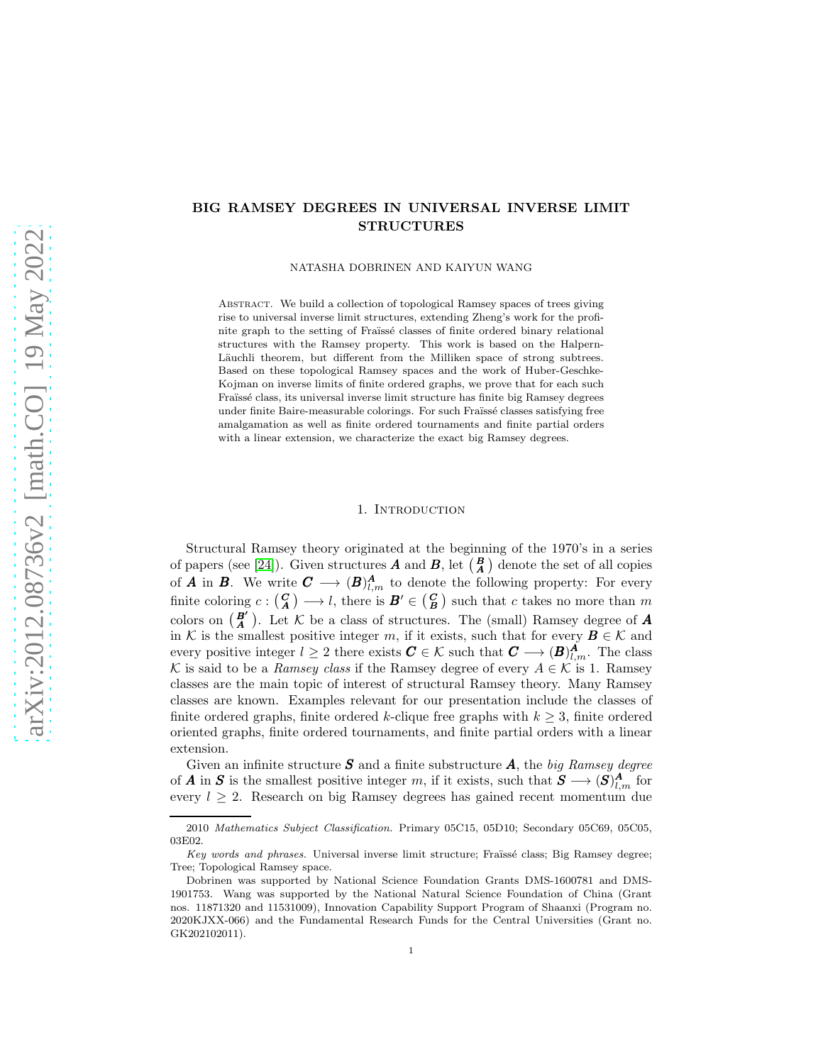# BIG RAMSEY DEGREES IN UNIVERSAL INVERSE LIMIT STRUCTURES

NATASHA DOBRINEN AND KAIYUN WANG

Abstract. We build a collection of topological Ramsey spaces of trees giving rise to universal inverse limit structures, extending Zheng's work for the profinite graph to the setting of Fraïssé classes of finite ordered binary relational structures with the Ramsey property. This work is based on the Halpern-Läuchli theorem, but different from the Milliken space of strong subtrees. Based on these topological Ramsey spaces and the work of Huber-Geschke-Kojman on inverse limits of finite ordered graphs, we prove that for each such Fraïssé class, its universal inverse limit structure has finite big Ramsey degrees under finite Baire-measurable colorings. For such Fraïssé classes satisfying free amalgamation as well as finite ordered tournaments and finite partial orders with a linear extension, we characterize the exact big Ramsey degrees.

## 1. Introduction

Structural Ramsey theory originated at the beginning of the 1970's in a series of papers (see [24]). Given structures $\boldsymbol{A}$ and $\boldsymbol{B}$, let $\binom{\boldsymbol{B}}{\boldsymbol{A}}$ denote the set of all copies of $\boldsymbol{A}$ in $\boldsymbol{B}$. We write $\boldsymbol{C} \longrightarrow (\boldsymbol{B})^{\boldsymbol{A}}_{l,m}$ to denote the following property: For every finite coloring $c : \binom{\boldsymbol{C}}{\boldsymbol{A}} \longrightarrow l$, there is $\boldsymbol{B}' \in \binom{\boldsymbol{C}}{\boldsymbol{B}}$ such that $c$ takes no more than $m$ colors on $\binom{\boldsymbol{B}'}{\boldsymbol{A}}$. Let $\mathcal{K}$ be a class of structures. The (small) Ramsey degree of $\boldsymbol{A}$ in $\mathcal{K}$ is the smallest positive integer $m$, if it exists, such that for every $\boldsymbol{B} \in \mathcal{K}$ and every positive integer $l \geq 2$ there exists $\boldsymbol{C} \in \mathcal{K}$ such that $\boldsymbol{C} \longrightarrow (\boldsymbol{B})^{\boldsymbol{A}}_{l,m}$. The class $\mathcal{K}$ is said to be a *Ramsey class* if the Ramsey degree of every $A \in \mathcal{K}$ is 1. Ramsey classes are the main topic of interest of structural Ramsey theory. Many Ramsey classes are known. Examples relevant for our presentation include the classes of finite ordered graphs, finite ordered $k$-clique free graphs with $k \geq 3$, finite ordered oriented graphs, finite ordered tournaments, and finite partial orders with a linear extension.

Given an infinite structure $\boldsymbol{S}$ and a finite substructure $\boldsymbol{A}$, the *big Ramsey degree* of $\boldsymbol{A}$ in $\boldsymbol{S}$ is the smallest positive integer $m$, if it exists, such that $\boldsymbol{S} \longrightarrow (\boldsymbol{S})^{\boldsymbol{A}}_{l,m}$ for every $l \geq 2$. Research on big Ramsey degrees has gained recent momentum due

---

2010 *Mathematics Subject Classification.* Primary 05C15, 05D10; Secondary 05C69, 05C05, 03E02.

*Key words and phrases.* Universal inverse limit structure; Fraïssé class; Big Ramsey degree; Tree; Topological Ramsey space.

Dobrinen was supported by National Science Foundation Grants DMS-1600781 and DMS-1901753. Wang was supported by the National Natural Science Foundation of China (Grant nos. 11871320 and 11531009), Innovation Capability Support Program of Shaanxi (Program no. 2020KJXX-066) and the Fundamental Research Funds for the Central Universities (Grant no. GK202102011).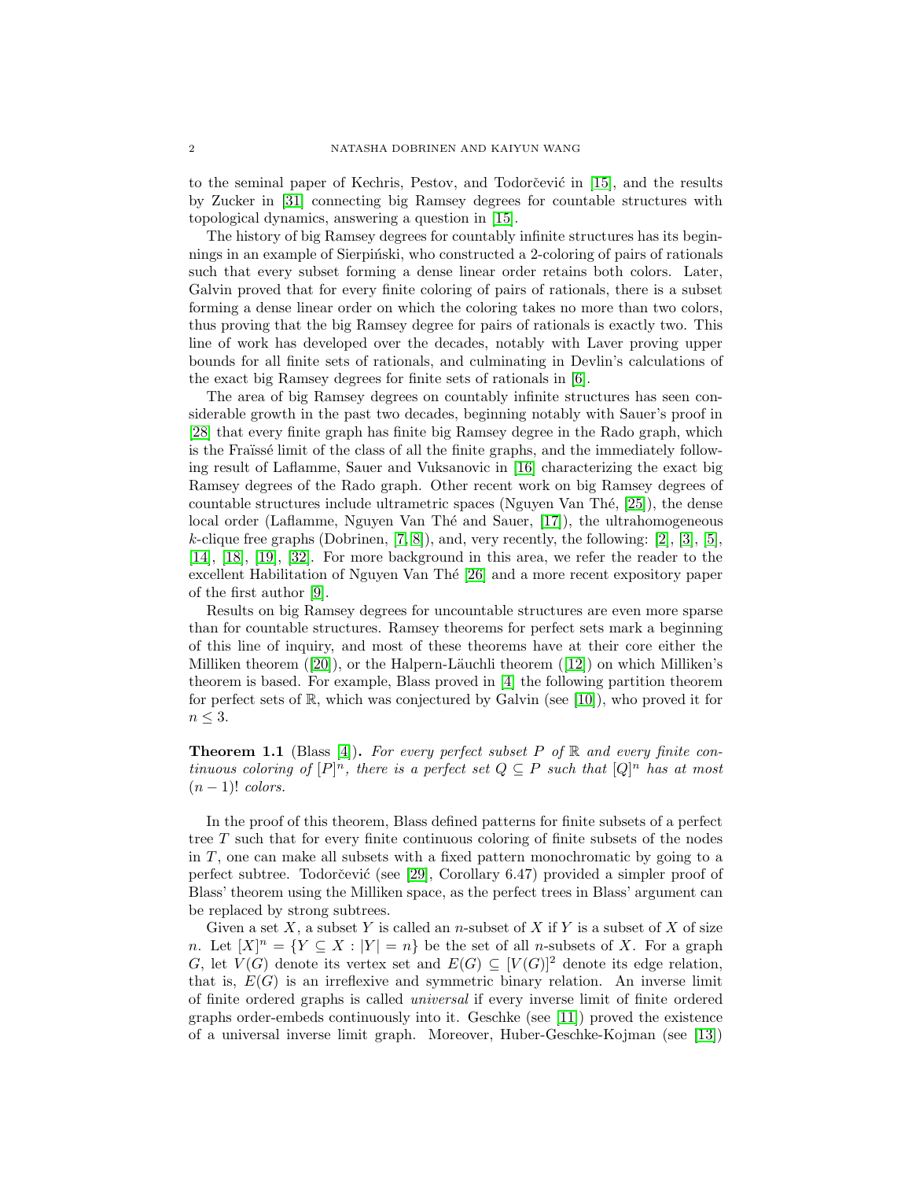to the seminal paper of Kechris, Pestov, and Todorčević in [15], and the results by Zucker in [31] connecting big Ramsey degrees for countable structures with topological dynamics, answering a question in [15].

The history of big Ramsey degrees for countably infinite structures has its beginnings in an example of Sierpiński, who constructed a 2-coloring of pairs of rationals such that every subset forming a dense linear order retains both colors. Later, Galvin proved that for every finite coloring of pairs of rationals, there is a subset forming a dense linear order on which the coloring takes no more than two colors, thus proving that the big Ramsey degree for pairs of rationals is exactly two. This line of work has developed over the decades, notably with Laver proving upper bounds for all finite sets of rationals, and culminating in Devlin's calculations of the exact big Ramsey degrees for finite sets of rationals in [6].

The area of big Ramsey degrees on countably infinite structures has seen considerable growth in the past two decades, beginning notably with Sauer's proof in [28] that every finite graph has finite big Ramsey degree in the Rado graph, which is the Fraïssé limit of the class of all the finite graphs, and the immediately following result of Laflamme, Sauer and Vuksanovic in [16] characterizing the exact big Ramsey degrees of the Rado graph. Other recent work on big Ramsey degrees of countable structures include ultrametric spaces (Nguyen Van Thé, [25]), the dense local order (Laflamme, Nguyen Van Thé and Sauer, [17]), the ultrahomogeneous $k$-clique free graphs (Dobrinen, [7, 8]), and, very recently, the following: [2], [3], [5], [14], [18], [19], [32]. For more background in this area, we refer the reader to the excellent Habilitation of Nguyen Van Thé [26] and a more recent expository paper of the first author [9].

Results on big Ramsey degrees for uncountable structures are even more sparse than for countable structures. Ramsey theorems for perfect sets mark a beginning of this line of inquiry, and most of these theorems have at their core either the Milliken theorem ([20]), or the Halpern-Läuchli theorem ([12]) on which Milliken's theorem is based. For example, Blass proved in [4] the following partition theorem for perfect sets of $\mathbb{R}$, which was conjectured by Galvin (see [10]), who proved it for $n \leq 3$.

**Theorem 1.1** (Blass [4]). *For every perfect subset $P$ of $\mathbb{R}$ and every finite continuous coloring of $[P]^n$, there is a perfect set $Q \subseteq P$ such that $[Q]^n$ has at most $(n-1)!$ colors.*

In the proof of this theorem, Blass defined patterns for finite subsets of a perfect tree $T$ such that for every finite continuous coloring of finite subsets of the nodes in $T$, one can make all subsets with a fixed pattern monochromatic by going to a perfect subtree. Todorčević (see [29], Corollary 6.47) provided a simpler proof of Blass' theorem using the Milliken space, as the perfect trees in Blass' argument can be replaced by strong subtrees.

Given a set $X$, a subset $Y$ is called an $n$-subset of $X$ if $Y$ is a subset of $X$ of size $n$. Let $[X]^n = \{Y \subseteq X : |Y| = n\}$ be the set of all $n$-subsets of $X$. For a graph $G$, let $V(G)$ denote its vertex set and $E(G) \subseteq [V(G)]^2$ denote its edge relation, that is, $E(G)$ is an irreflexive and symmetric binary relation. An inverse limit of finite ordered graphs is called *universal* if every inverse limit of finite ordered graphs order-embeds continuously into it. Geschke (see [11]) proved the existence of a universal inverse limit graph. Moreover, Huber-Geschke-Kojman (see [13])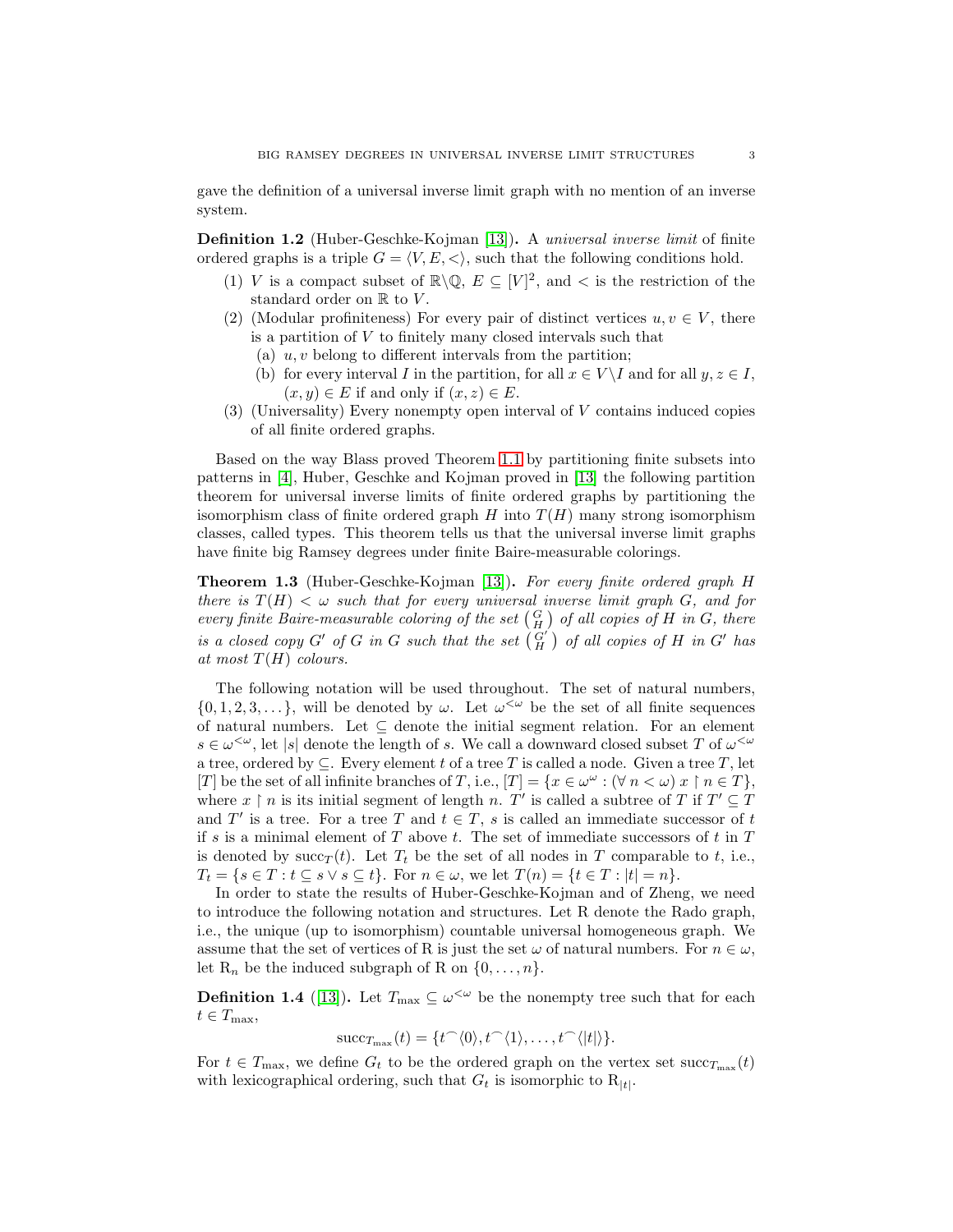gave the definition of a universal inverse limit graph with no mention of an inverse system.

**Definition 1.2** (Huber-Geschke-Kojman [13]). A *universal inverse limit* of finite ordered graphs is a triple $G = \langle V, E, < \rangle$, such that the following conditions hold.

1. $V$ is a compact subset of $\mathbb{R} \backslash \mathbb{Q}$, $E \subseteq [V]^2$, and $<$ is the restriction of the standard order on $\mathbb{R}$ to $V$.
2. (Modular profiniteness) For every pair of distinct vertices $u, v \in V$, there is a partition of $V$ to finitely many closed intervals such that
   (a) $u, v$ belong to different intervals from the partition;
   (b) for every interval $I$ in the partition, for all $x \in V \backslash I$ and for all $y, z \in I$, $(x, y) \in E$ if and only if $(x, z) \in E$.
3. (Universality) Every nonempty open interval of $V$ contains induced copies of all finite ordered graphs.

Based on the way Blass proved Theorem 1.1 by partitioning finite subsets into patterns in [4], Huber, Geschke and Kojman proved in [13] the following partition theorem for universal inverse limits of finite ordered graphs by partitioning the isomorphism class of finite ordered graph $H$ into $T(H)$ many strong isomorphism classes, called types. This theorem tells us that the universal inverse limit graphs have finite big Ramsey degrees under finite Baire-measurable colorings.

**Theorem 1.3** (Huber-Geschke-Kojman [13]). *For every finite ordered graph $H$ there is $T(H) < \omega$ such that for every universal inverse limit graph $G$, and for every finite Baire-measurable coloring of the set $\binom{G}{H}$ of all copies of $H$ in $G$, there is a closed copy $G'$ of $G$ in $G$ such that the set $\binom{G'}{H}$ of all copies of $H$ in $G'$ has at most $T(H)$ colours.*

The following notation will be used throughout. The set of natural numbers, $\{0, 1, 2, 3, \dots\}$, will be denoted by $\omega$. Let $\omega^{<\omega}$ be the set of all finite sequences of natural numbers. Let $\subseteq$ denote the initial segment relation. For an element $s \in \omega^{<\omega}$, let $|s|$ denote the length of $s$. We call a downward closed subset $T$ of $\omega^{<\omega}$ a tree, ordered by $\subseteq$. Every element $t$ of a tree $T$ is called a node. Given a tree $T$, let $[T]$ be the set of all infinite branches of $T$, i.e., $[T] = \{x \in \omega^\omega : (\forall\, n < \omega)\, x \restriction n \in T\}$, where $x \restriction n$ is its initial segment of length $n$. $T'$ is called a subtree of $T$ if $T' \subseteq T$ and $T'$ is a tree. For a tree $T$ and $t \in T$, $s$ is called an immediate successor of $t$ if $s$ is a minimal element of $T$ above $t$. The set of immediate successors of $t$ in $T$ is denoted by $\mathrm{succ}_T(t)$. Let $T_t$ be the set of all nodes in $T$ comparable to $t$, i.e., $T_t = \{s \in T : t \subseteq s \vee s \subseteq t\}$. For $n \in \omega$, we let $T(n) = \{t \in T : |t| = n\}$.

In order to state the results of Huber-Geschke-Kojman and of Zheng, we need to introduce the following notation and structures. Let R denote the Rado graph, i.e., the unique (up to isomorphism) countable universal homogeneous graph. We assume that the set of vertices of R is just the set $\omega$ of natural numbers. For $n \in \omega$, let $\mathrm{R}_n$ be the induced subgraph of R on $\{0, \dots, n\}$.

**Definition 1.4** ([13]). Let $T_{\max} \subseteq \omega^{<\omega}$ be the nonempty tree such that for each $t \in T_{\max}$,

$$\mathrm{succ}_{T_{\max}}(t) = \{t^\frown\langle 0 \rangle, t^\frown\langle 1 \rangle, \dots, t^\frown\langle |t| \rangle\}.$$

For $t \in T_{\max}$, we define $G_t$ to be the ordered graph on the vertex set $\mathrm{succ}_{T_{\max}}(t)$ with lexicographical ordering, such that $G_t$ is isomorphic to $\mathrm{R}_{|t|}$.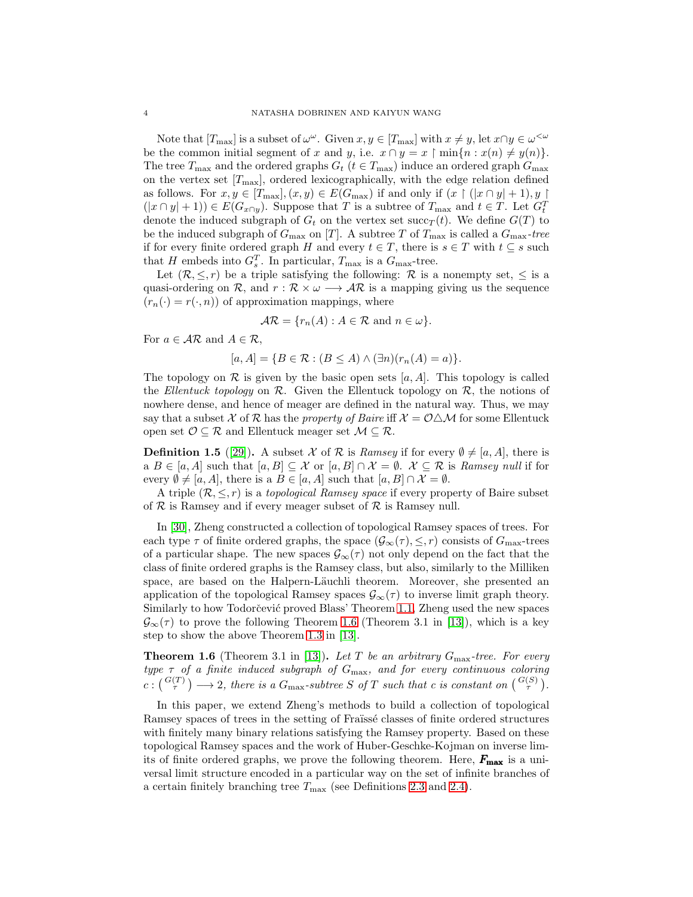Note that $[T_{\max}]$ is a subset of $\omega^\omega$. Given $x, y \in [T_{\max}]$ with $x \neq y$, let $x \cap y \in \omega^{<\omega}$ be the common initial segment of $x$ and $y$, i.e. $x \cap y = x \upharpoonright \min\{n : x(n) \neq y(n)\}$. The tree $T_{\max}$ and the ordered graphs $G_t$ ($t \in T_{\max}$) induce an ordered graph $G_{\max}$ on the vertex set $[T_{\max}]$, ordered lexicographically, with the edge relation defined as follows. For $x, y \in [T_{\max}]$, $(x, y) \in E(G_{\max})$ if and only if $(x \upharpoonright (|x \cap y| + 1), y \upharpoonright (|x \cap y| + 1)) \in E(G_{x \cap y})$. Suppose that $T$ is a subtree of $T_{\max}$ and $t \in T$. Let $G_t^T$ denote the induced subgraph of $G_t$ on the vertex set $\mathrm{succ}_T(t)$. We define $G(T)$ to be the induced subgraph of $G_{\max}$ on $[T]$. A subtree $T$ of $T_{\max}$ is called a *$G_{\max}$-tree* if for every finite ordered graph $H$ and every $t \in T$, there is $s \in T$ with $t \subseteq s$ such that $H$ embeds into $G_s^T$. In particular, $T_{\max}$ is a $G_{\max}$-tree.

Let $(\mathcal{R}, \leq, r)$ be a triple satisfying the following: $\mathcal{R}$ is a nonempty set, $\leq$ is a quasi-ordering on $\mathcal{R}$, and $r : \mathcal{R} \times \omega \longrightarrow \mathcal{AR}$ is a mapping giving us the sequence $(r_n(\cdot) = r(\cdot, n))$ of approximation mappings, where

$$\mathcal{AR} = \{r_n(A) : A \in \mathcal{R} \text{ and } n \in \omega\}.$$

For $a \in \mathcal{AR}$ and $A \in \mathcal{R}$,

$$[a, A] = \{B \in \mathcal{R} : (B \leq A) \wedge (\exists n)(r_n(A) = a)\}.$$

The topology on $\mathcal{R}$ is given by the basic open sets $[a, A]$. This topology is called the *Ellentuck topology* on $\mathcal{R}$. Given the Ellentuck topology on $\mathcal{R}$, the notions of nowhere dense, and hence of meager are defined in the natural way. Thus, we may say that a subset $\mathcal{X}$ of $\mathcal{R}$ has the *property of Baire* iff $\mathcal{X} = \mathcal{O} \triangle \mathcal{M}$ for some Ellentuck open set $\mathcal{O} \subseteq \mathcal{R}$ and Ellentuck meager set $\mathcal{M} \subseteq \mathcal{R}$.

**Definition 1.5** ([29]). A subset $\mathcal{X}$ of $\mathcal{R}$ is *Ramsey* if for every $\emptyset \neq [a, A]$, there is a $B \in [a, A]$ such that $[a, B] \subseteq \mathcal{X}$ or $[a, B] \cap \mathcal{X} = \emptyset$. $\mathcal{X} \subseteq \mathcal{R}$ is *Ramsey null* if for every $\emptyset \neq [a, A]$, there is a $B \in [a, A]$ such that $[a, B] \cap \mathcal{X} = \emptyset$.

A triple $(\mathcal{R}, \leq, r)$ is a *topological Ramsey space* if every property of Baire subset of $\mathcal{R}$ is Ramsey and if every meager subset of $\mathcal{R}$ is Ramsey null.

In [30], Zheng constructed a collection of topological Ramsey spaces of trees. For each type $\tau$ of finite ordered graphs, the space $(\mathcal{G}_\infty(\tau), \leq, r)$ consists of $G_{\max}$-trees of a particular shape. The new spaces $\mathcal{G}_\infty(\tau)$ not only depend on the fact that the class of finite ordered graphs is the Ramsey class, but also, similarly to the Milliken space, are based on the Halpern-Läuchli theorem. Moreover, she presented an application of the topological Ramsey spaces $\mathcal{G}_\infty(\tau)$ to inverse limit graph theory. Similarly to how Todorčević proved Blass' Theorem 1.1, Zheng used the new spaces $\mathcal{G}_\infty(\tau)$ to prove the following Theorem 1.6 (Theorem 3.1 in [13]), which is a key step to show the above Theorem 1.3 in [13].

**Theorem 1.6** (Theorem 3.1 in [13]). *Let $T$ be an arbitrary $G_{\max}$-tree. For every type $\tau$ of a finite induced subgraph of $G_{\max}$, and for every continuous coloring $c : \binom{G(T)}{\tau} \longrightarrow 2$, there is a $G_{\max}$-subtree $S$ of $T$ such that $c$ is constant on $\binom{G(S)}{\tau}$.*

In this paper, we extend Zheng's methods to build a collection of topological Ramsey spaces of trees in the setting of Fraïssé classes of finite ordered structures with finitely many binary relations satisfying the Ramsey property. Based on these topological Ramsey spaces and the work of Huber-Geschke-Kojman on inverse limits of finite ordered graphs, we prove the following theorem. Here, $\boldsymbol{F_{\max}}$ is a universal limit structure encoded in a particular way on the set of infinite branches of a certain finitely branching tree $T_{\max}$ (see Definitions 2.3 and 2.4).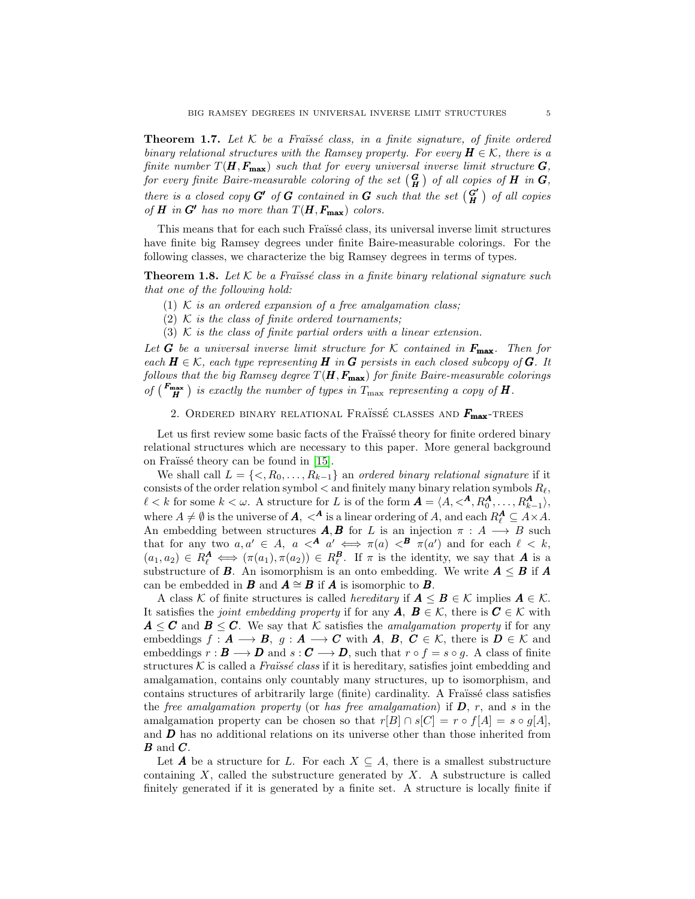**Theorem 1.7.** *Let $\mathcal{K}$ be a Fraïssé class, in a finite signature, of finite ordered binary relational structures with the Ramsey property. For every $\boldsymbol{H} \in \mathcal{K}$, there is a finite number $T(\boldsymbol{H}, \boldsymbol{F_{\max}})$ such that for every universal inverse limit structure $\boldsymbol{G}$, for every finite Baire-measurable coloring of the set $\binom{\boldsymbol{G}}{\boldsymbol{H}}$ of all copies of $\boldsymbol{H}$ in $\boldsymbol{G}$, there is a closed copy $\boldsymbol{G'}$ of $\boldsymbol{G}$ contained in $\boldsymbol{G}$ such that the set $\binom{\boldsymbol{G'}}{\boldsymbol{H}}$ of all copies of $\boldsymbol{H}$ in $\boldsymbol{G'}$ has no more than $T(\boldsymbol{H}, \boldsymbol{F_{\max}})$ colors.*

This means that for each such Fraïssé class, its universal inverse limit structures have finite big Ramsey degrees under finite Baire-measurable colorings. For the following classes, we characterize the big Ramsey degrees in terms of types.

**Theorem 1.8.** *Let $\mathcal{K}$ be a Fraïssé class in a finite binary relational signature such that one of the following hold:*

1. *$\mathcal{K}$ is an ordered expansion of a free amalgamation class;*
2. *$\mathcal{K}$ is the class of finite ordered tournaments;*
3. *$\mathcal{K}$ is the class of finite partial orders with a linear extension.*

*Let $\boldsymbol{G}$ be a universal inverse limit structure for $\mathcal{K}$ contained in $\boldsymbol{F_{\max}}$. Then for each $\boldsymbol{H} \in \mathcal{K}$, each type representing $\boldsymbol{H}$ in $\boldsymbol{G}$ persists in each closed subcopy of $\boldsymbol{G}$. It follows that the big Ramsey degree $T(\boldsymbol{H}, \boldsymbol{F_{\max}})$ for finite Baire-measurable colorings of $\binom{\boldsymbol{F_{\max}}}{\boldsymbol{H}}$ is exactly the number of types in $T_{\max}$ representing a copy of $\boldsymbol{H}$.*

## 2. Ordered binary relational Fraïssé classes and $\boldsymbol{F_{\max}}$-trees

Let us first review some basic facts of the Fraïssé theory for finite ordered binary relational structures which are necessary to this paper. More general background on Fraïssé theory can be found in [15].

We shall call $L = \{<, R_0, \ldots, R_{k-1}\}$ an *ordered binary relational signature* if it consists of the order relation symbol $<$ and finitely many binary relation symbols $R_\ell$, $\ell < k$ for some $k < \omega$. A structure for $L$ is of the form $\boldsymbol{A} = \langle A, <^{\boldsymbol{A}}, R_0^{\boldsymbol{A}}, \ldots, R_{k-1}^{\boldsymbol{A}} \rangle$, where $A \neq \emptyset$ is the universe of $\boldsymbol{A}$, $<^{\boldsymbol{A}}$ is a linear ordering of $A$, and each $R_\ell^{\boldsymbol{A}} \subseteq A \times A$. An embedding between structures $\boldsymbol{A}, \boldsymbol{B}$ for $L$ is an injection $\pi : A \longrightarrow B$ such that for any two $a, a' \in A$, $a <^{\boldsymbol{A}} a' \iff \pi(a) <^{\boldsymbol{B}} \pi(a')$ and for each $\ell < k$, $(a_1, a_2) \in R_\ell^{\boldsymbol{A}} \iff (\pi(a_1), \pi(a_2)) \in R_\ell^{\boldsymbol{B}}$. If $\pi$ is the identity, we say that $\boldsymbol{A}$ is a substructure of $\boldsymbol{B}$. An isomorphism is an onto embedding. We write $\boldsymbol{A} \leq \boldsymbol{B}$ if $\boldsymbol{A}$ can be embedded in $\boldsymbol{B}$ and $\boldsymbol{A} \cong \boldsymbol{B}$ if $\boldsymbol{A}$ is isomorphic to $\boldsymbol{B}$.

A class $\mathcal{K}$ of finite structures is called *hereditary* if $\boldsymbol{A} \leq \boldsymbol{B} \in \mathcal{K}$ implies $\boldsymbol{A} \in \mathcal{K}$. It satisfies the *joint embedding property* if for any $\boldsymbol{A}$, $\boldsymbol{B} \in \mathcal{K}$, there is $\boldsymbol{C} \in \mathcal{K}$ with $\boldsymbol{A} \leq \boldsymbol{C}$ and $\boldsymbol{B} \leq \boldsymbol{C}$. We say that $\mathcal{K}$ satisfies the *amalgamation property* if for any embeddings $f : \boldsymbol{A} \longrightarrow \boldsymbol{B}$, $g : \boldsymbol{A} \longrightarrow \boldsymbol{C}$ with $\boldsymbol{A}$, $\boldsymbol{B}$, $\boldsymbol{C} \in \mathcal{K}$, there is $\boldsymbol{D} \in \mathcal{K}$ and embeddings $r : \boldsymbol{B} \longrightarrow \boldsymbol{D}$ and $s : \boldsymbol{C} \longrightarrow \boldsymbol{D}$, such that $r \circ f = s \circ g$. A class of finite structures $\mathcal{K}$ is called a *Fraïssé class* if it is hereditary, satisfies joint embedding and amalgamation, contains only countably many structures, up to isomorphism, and contains structures of arbitrarily large (finite) cardinality. A Fraïssé class satisfies the *free amalgamation property* (or *has free amalgamation*) if $\boldsymbol{D}$, $r$, and $s$ in the amalgamation property can be chosen so that $r[B] \cap s[C] = r \circ f[A] = s \circ g[A]$, and $\boldsymbol{D}$ has no additional relations on its universe other than those inherited from $\boldsymbol{B}$ and $\boldsymbol{C}$.

Let $\boldsymbol{A}$ be a structure for $L$. For each $X \subseteq A$, there is a smallest substructure containing $X$, called the substructure generated by $X$. A substructure is called finitely generated if it is generated by a finite set. A structure is locally finite if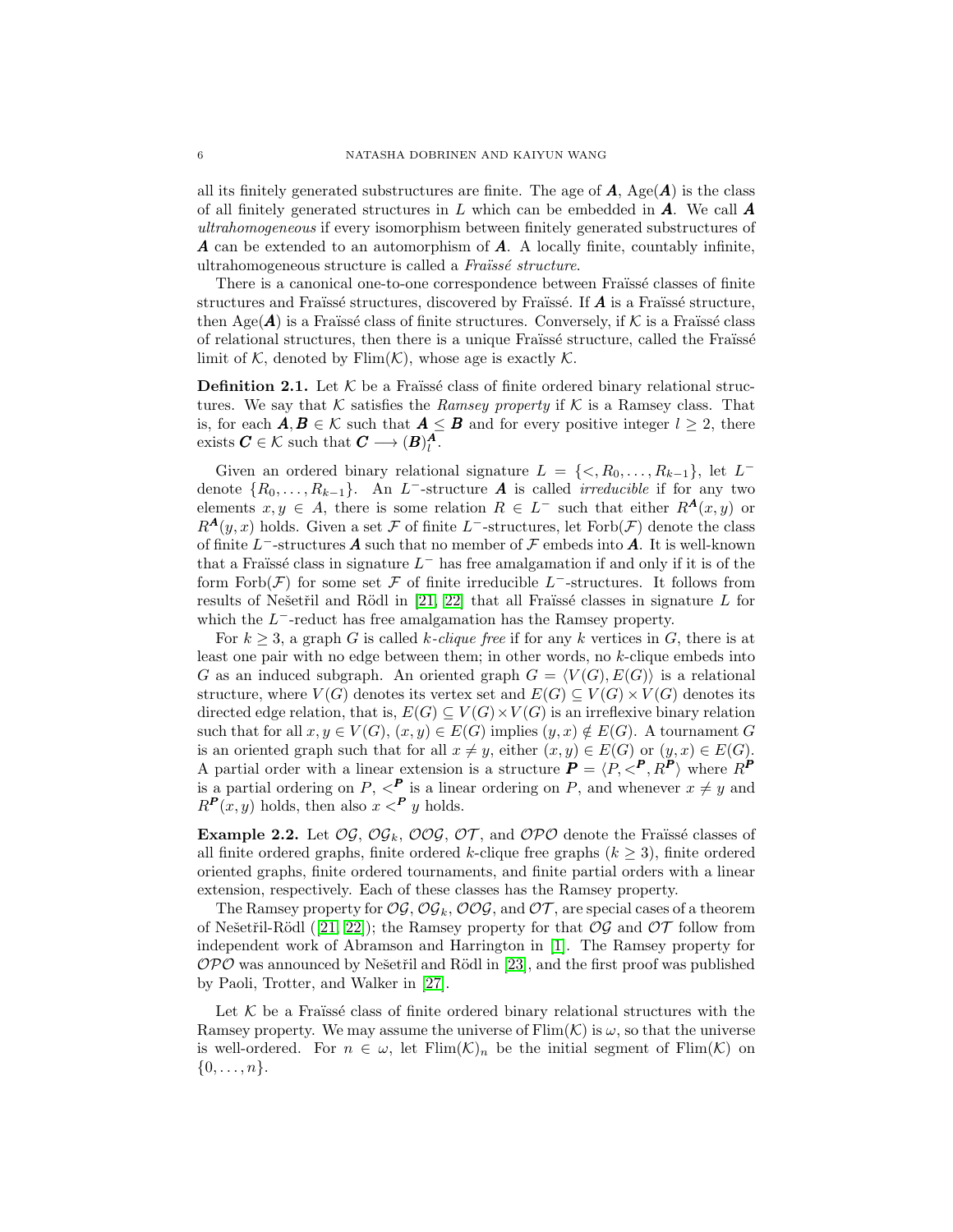all its finitely generated substructures are finite. The age of $\boldsymbol{A}$, $\mathrm{Age}(\boldsymbol{A})$ is the class of all finitely generated structures in $L$ which can be embedded in $\boldsymbol{A}$. We call $\boldsymbol{A}$ *ultrahomogeneous* if every isomorphism between finitely generated substructures of $\boldsymbol{A}$ can be extended to an automorphism of $\boldsymbol{A}$. A locally finite, countably infinite, ultrahomogeneous structure is called a *Fraïssé structure*.

There is a canonical one-to-one correspondence between Fraïssé classes of finite structures and Fraïssé structures, discovered by Fraïssé. If $\boldsymbol{A}$ is a Fraïssé structure, then $\mathrm{Age}(\boldsymbol{A})$ is a Fraïssé class of finite structures. Conversely, if $\mathcal{K}$ is a Fraïssé class of relational structures, then there is a unique Fraïssé structure, called the Fraïssé limit of $\mathcal{K}$, denoted by $\mathrm{Flim}(\mathcal{K})$, whose age is exactly $\mathcal{K}$.

**Definition 2.1.** Let $\mathcal{K}$ be a Fraïssé class of finite ordered binary relational structures. We say that $\mathcal{K}$ satisfies the *Ramsey property* if $\mathcal{K}$ is a Ramsey class. That is, for each $\boldsymbol{A}, \boldsymbol{B} \in \mathcal{K}$ such that $\boldsymbol{A} \leq \boldsymbol{B}$ and for every positive integer $l \geq 2$, there exists $\boldsymbol{C} \in \mathcal{K}$ such that $\boldsymbol{C} \longrightarrow (\boldsymbol{B})^{\boldsymbol{A}}_l$.

Given an ordered binary relational signature $L = \{<, R_0, \dots, R_{k-1}\}$, let $L^-$ denote $\{R_0, \dots, R_{k-1}\}$. An $L^-$-structure $\boldsymbol{A}$ is called *irreducible* if for any two elements $x, y \in A$, there is some relation $R \in L^-$ such that either $R^{\boldsymbol{A}}(x, y)$ or $R^{\boldsymbol{A}}(y, x)$ holds. Given a set $\mathcal{F}$ of finite $L^-$-structures, let $\mathrm{Forb}(\mathcal{F})$ denote the class of finite $L^-$-structures $\boldsymbol{A}$ such that no member of $\mathcal{F}$ embeds into $\boldsymbol{A}$. It is well-known that a Fraïssé class in signature $L^-$ has free amalgamation if and only if it is of the form $\mathrm{Forb}(\mathcal{F})$ for some set $\mathcal{F}$ of finite irreducible $L^-$-structures. It follows from results of Nešetřil and Rödl in [21, 22] that all Fraïssé classes in signature $L$ for which the $L^-$-reduct has free amalgamation has the Ramsey property.

For $k \geq 3$, a graph $G$ is called *$k$-clique free* if for any $k$ vertices in $G$, there is at least one pair with no edge between them; in other words, no $k$-clique embeds into $G$ as an induced subgraph. An oriented graph $G = \langle V(G), E(G)\rangle$ is a relational structure, where $V(G)$ denotes its vertex set and $E(G) \subseteq V(G) \times V(G)$ denotes its directed edge relation, that is, $E(G) \subseteq V(G) \times V(G)$ is an irreflexive binary relation such that for all $x, y \in V(G)$, $(x, y) \in E(G)$ implies $(y, x) \notin E(G)$. A tournament $G$ is an oriented graph such that for all $x \neq y$, either $(x, y) \in E(G)$ or $(y, x) \in E(G)$. A partial order with a linear extension is a structure $\boldsymbol{P} = \langle P, <^{\boldsymbol{P}}, R^{\boldsymbol{P}}\rangle$ where $R^{\boldsymbol{P}}$ is a partial ordering on $P$, $<^{\boldsymbol{P}}$ is a linear ordering on $P$, and whenever $x \neq y$ and $R^{\boldsymbol{P}}(x, y)$ holds, then also $x <^{\boldsymbol{P}} y$ holds.

**Example 2.2.** Let $\mathcal{OG}$, $\mathcal{OG}_k$, $\mathcal{OOG}$, $\mathcal{OT}$, and $\mathcal{OPO}$ denote the Fraïssé classes of all finite ordered graphs, finite ordered $k$-clique free graphs ($k \geq 3$), finite ordered oriented graphs, finite ordered tournaments, and finite partial orders with a linear extension, respectively. Each of these classes has the Ramsey property.

The Ramsey property for $\mathcal{OG}$, $\mathcal{OG}_k$, $\mathcal{OOG}$, and $\mathcal{OT}$, are special cases of a theorem of Nešetřil-Rödl ([21, 22]); the Ramsey property for that $\mathcal{OG}$ and $\mathcal{OT}$ follow from independent work of Abramson and Harrington in [1]. The Ramsey property for $\mathcal{OPO}$ was announced by Nešetřil and Rödl in [23], and the first proof was published by Paoli, Trotter, and Walker in [27].

Let $\mathcal{K}$ be a Fraïssé class of finite ordered binary relational structures with the Ramsey property. We may assume the universe of $\mathrm{Flim}(\mathcal{K})$ is $\omega$, so that the universe is well-ordered. For $n \in \omega$, let $\mathrm{Flim}(\mathcal{K})_n$ be the initial segment of $\mathrm{Flim}(\mathcal{K})$ on $\{0, \dots, n\}$.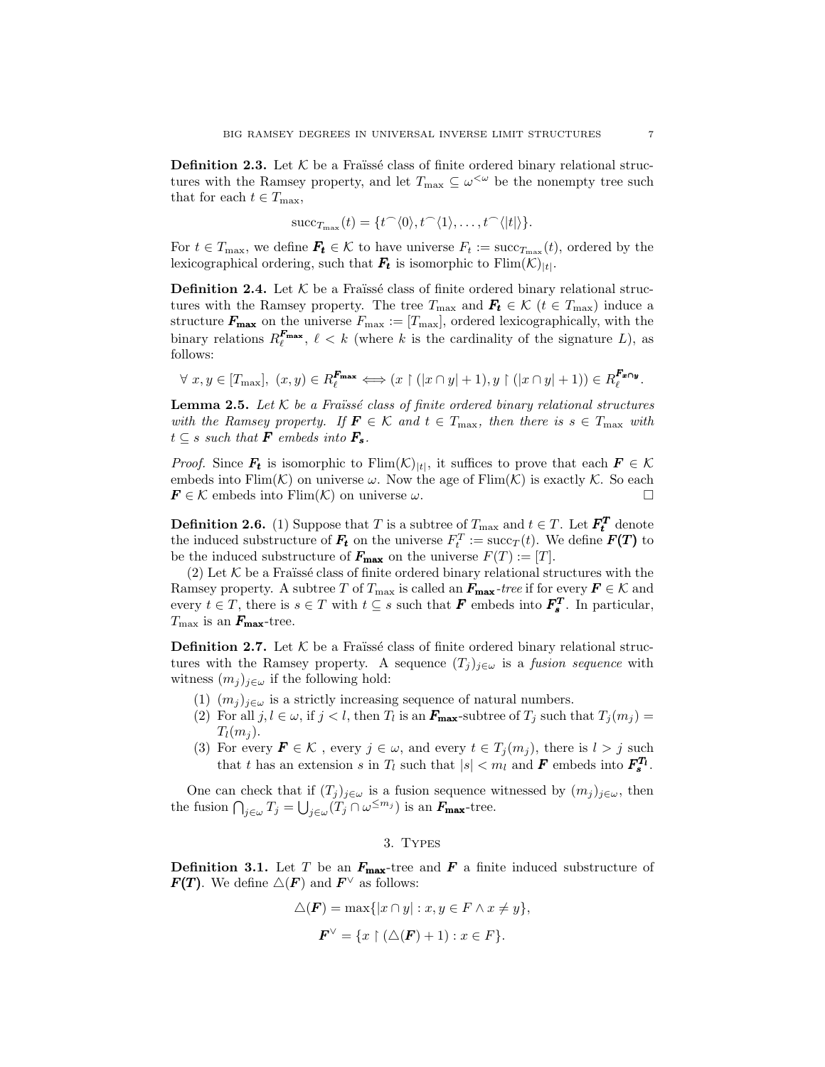**Definition 2.3.** Let $\mathcal{K}$ be a Fraïssé class of finite ordered binary relational structures with the Ramsey property, and let $T_{\max} \subseteq \omega^{<\omega}$ be the nonempty tree such that for each $t \in T_{\max}$,

$$\mathrm{succ}_{T_{\max}}(t) = \{t^\frown\langle 0\rangle, t^\frown\langle 1\rangle, \ldots, t^\frown\langle |t|\rangle\}.$$

For $t \in T_{\max}$, we define $\boldsymbol{F_t} \in \mathcal{K}$ to have universe $F_t := \mathrm{succ}_{T_{\max}}(t)$, ordered by the lexicographical ordering, such that $\boldsymbol{F_t}$ is isomorphic to $\mathrm{Flim}(\mathcal{K})_{|t|}$.

**Definition 2.4.** Let $\mathcal{K}$ be a Fraïssé class of finite ordered binary relational structures with the Ramsey property. The tree $T_{\max}$ and $\boldsymbol{F_t} \in \mathcal{K}$ ($t \in T_{\max}$) induce a structure $\boldsymbol{F_{\max}}$ on the universe $F_{\max} := [T_{\max}]$, ordered lexicographically, with the binary relations $R_\ell^{\boldsymbol{F_{\max}}}$, $\ell < k$ (where $k$ is the cardinality of the signature $L$), as follows:

$$\forall\, x, y \in [T_{\max}],\ (x, y) \in R_\ell^{\boldsymbol{F_{\max}}} \iff (x \restriction (|x \cap y| + 1), y \restriction (|x \cap y| + 1)) \in R_\ell^{\boldsymbol{F_{x\cap y}}}.$$

**Lemma 2.5.** *Let $\mathcal{K}$ be a Fraïssé class of finite ordered binary relational structures with the Ramsey property. If $\boldsymbol{F} \in \mathcal{K}$ and $t \in T_{\max}$, then there is $s \in T_{\max}$ with $t \subseteq s$ such that $\boldsymbol{F}$ embeds into $\boldsymbol{F_s}$.*

*Proof.* Since $\boldsymbol{F_t}$ is isomorphic to $\mathrm{Flim}(\mathcal{K})_{|t|}$, it suffices to prove that each $\boldsymbol{F} \in \mathcal{K}$ embeds into $\mathrm{Flim}(\mathcal{K})$ on universe $\omega$. Now the age of $\mathrm{Flim}(\mathcal{K})$ is exactly $\mathcal{K}$. So each $\boldsymbol{F} \in \mathcal{K}$ embeds into $\mathrm{Flim}(\mathcal{K})$ on universe $\omega$. □

**Definition 2.6.** (1) Suppose that $T$ is a subtree of $T_{\max}$ and $t \in T$. Let $\boldsymbol{F_t^T}$ denote the induced substructure of $\boldsymbol{F_t}$ on the universe $F_t^T := \mathrm{succ}_T(t)$. We define $\boldsymbol{F(T)}$ to be the induced substructure of $\boldsymbol{F_{\max}}$ on the universe $F(T) := [T]$.

(2) Let $\mathcal{K}$ be a Fraïssé class of finite ordered binary relational structures with the Ramsey property. A subtree $T$ of $T_{\max}$ is called an $\boldsymbol{F_{\max}}$*-tree* if for every $\boldsymbol{F} \in \mathcal{K}$ and every $t \in T$, there is $s \in T$ with $t \subseteq s$ such that $\boldsymbol{F}$ embeds into $\boldsymbol{F_s^T}$. In particular, $T_{\max}$ is an $\boldsymbol{F_{\max}}$-tree.

**Definition 2.7.** Let $\mathcal{K}$ be a Fraïssé class of finite ordered binary relational structures with the Ramsey property. A sequence $(T_j)_{j\in\omega}$ is a *fusion sequence* with witness $(m_j)_{j\in\omega}$ if the following hold:

1. $(m_j)_{j\in\omega}$ is a strictly increasing sequence of natural numbers.
2. For all $j, l \in \omega$, if $j < l$, then $T_l$ is an $\boldsymbol{F_{\max}}$-subtree of $T_j$ such that $T_j(m_j) = T_l(m_j)$.
3. For every $\boldsymbol{F} \in \mathcal{K}$ , every $j \in \omega$, and every $t \in T_j(m_j)$, there is $l > j$ such that $t$ has an extension $s$ in $T_l$ such that $|s| < m_l$ and $\boldsymbol{F}$ embeds into $\boldsymbol{F_s^{T_l}}$.

One can check that if $(T_j)_{j\in\omega}$ is a fusion sequence witnessed by $(m_j)_{j\in\omega}$, then the fusion $\bigcap_{j\in\omega} T_j = \bigcup_{j\in\omega}(T_j \cap \omega^{\leq m_j})$ is an $\boldsymbol{F_{\max}}$-tree.

## 3. Types

**Definition 3.1.** Let $T$ be an $\boldsymbol{F_{\max}}$-tree and $\boldsymbol{F}$ a finite induced substructure of $\boldsymbol{F(T)}$. We define $\triangle(\boldsymbol{F})$ and $\boldsymbol{F}^\vee$ as follows:

$$\triangle(\boldsymbol{F}) = \max\{|x \cap y| : x, y \in F \wedge x \neq y\},$$

$$\boldsymbol{F}^\vee = \{x \restriction (\triangle(\boldsymbol{F}) + 1) : x \in F\}.$$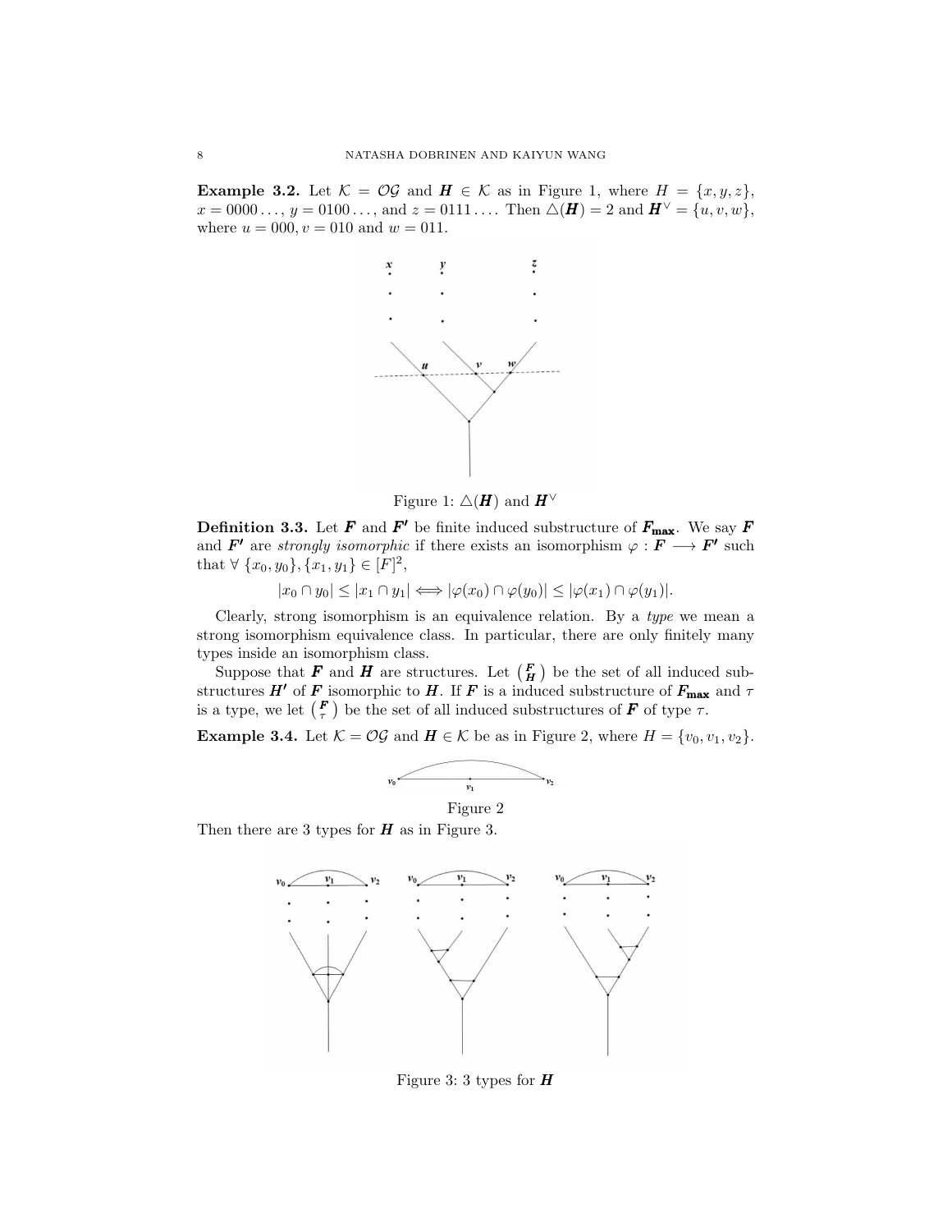**Example 3.2.** Let $\mathcal{K} = \mathcal{OG}$ and $\boldsymbol{H} \in \mathcal{K}$ as in Figure 1, where $H = \{x, y, z\}$, $x = 0000\ldots$, $y = 0100\ldots$, and $z = 0111\ldots$. Then $\triangle(\boldsymbol{H}) = 2$ and $\boldsymbol{H}^{\vee} = \{u, v, w\}$, where $u = 000, v = 010$ and $w = 011$.

Figure 1: $\triangle(\boldsymbol{H})$ and $\boldsymbol{H}^{\vee}$

**Definition 3.3.** Let $\boldsymbol{F}$ and $\boldsymbol{F'}$ be finite induced substructure of $\boldsymbol{F_{\max}}$. We say $\boldsymbol{F}$ and $\boldsymbol{F'}$ are *strongly isomorphic* if there exists an isomorphism $\varphi : \boldsymbol{F} \longrightarrow \boldsymbol{F'}$ such that $\forall\ \{x_0, y_0\}, \{x_1, y_1\} \in [F]^2$,

$$|x_0 \cap y_0| \leq |x_1 \cap y_1| \iff |\varphi(x_0) \cap \varphi(y_0)| \leq |\varphi(x_1) \cap \varphi(y_1)|.$$

Clearly, strong isomorphism is an equivalence relation. By a *type* we mean a strong isomorphism equivalence class. In particular, there are only finitely many types inside an isomorphism class.

Suppose that $\boldsymbol{F}$ and $\boldsymbol{H}$ are structures. Let $\binom{\boldsymbol{F}}{\boldsymbol{H}}$ be the set of all induced substructures $\boldsymbol{H'}$ of $\boldsymbol{F}$ isomorphic to $\boldsymbol{H}$. If $\boldsymbol{F}$ is a induced substructure of $\boldsymbol{F_{\max}}$ and $\tau$ is a type, we let $\binom{\boldsymbol{F}}{\tau}$ be the set of all induced substructures of $\boldsymbol{F}$ of type $\tau$.

**Example 3.4.** Let $\mathcal{K} = \mathcal{OG}$ and $\boldsymbol{H} \in \mathcal{K}$ be as in Figure 2, where $H = \{v_0, v_1, v_2\}$.

Figure 2

Then there are 3 types for $\boldsymbol{H}$ as in Figure 3.

Figure 3: 3 types for $\boldsymbol{H}$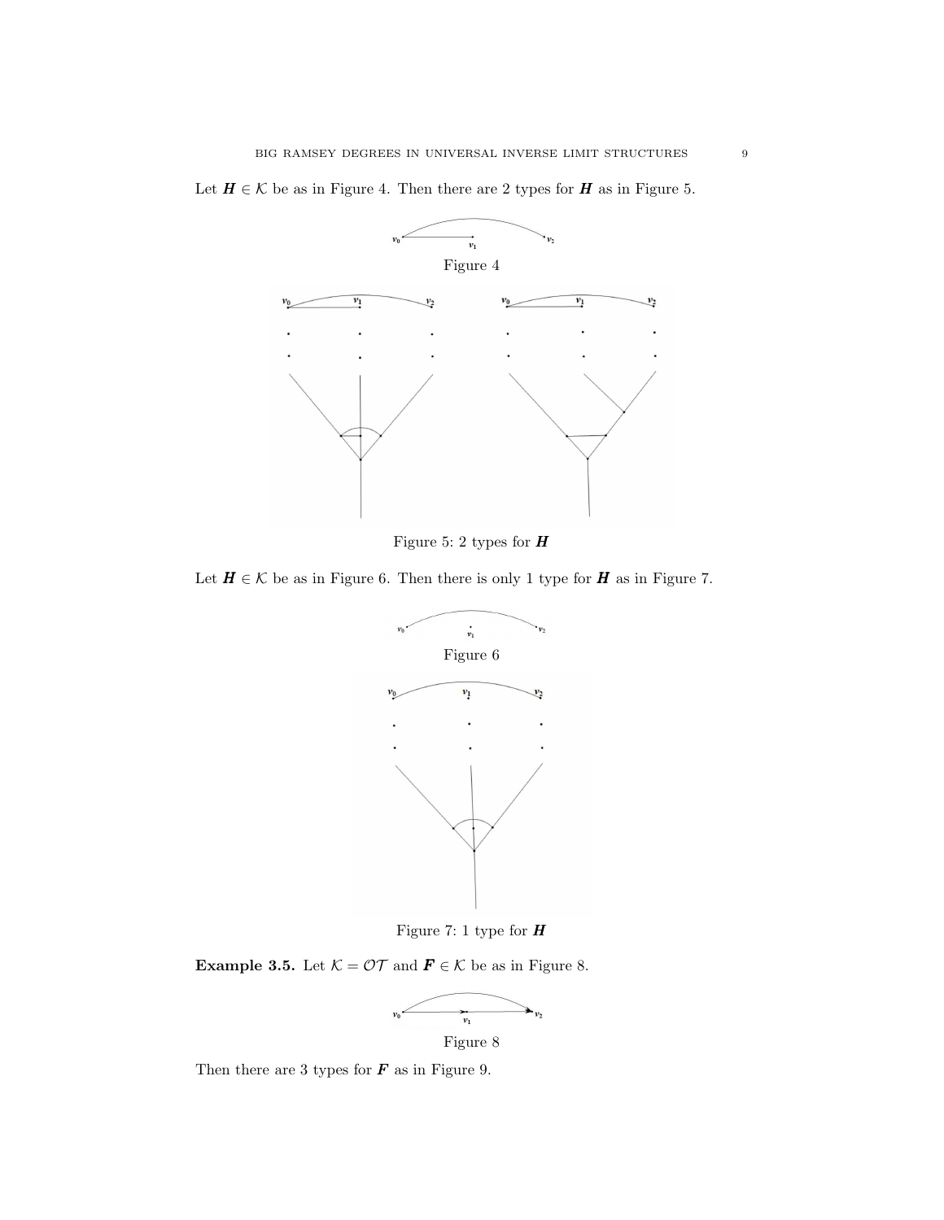Let $\boldsymbol{H} \in \mathcal{K}$ be as in Figure 4. Then there are 2 types for $\boldsymbol{H}$ as in Figure 5.

Figure 4

Figure 5: 2 types for $\boldsymbol{H}$

Let $\boldsymbol{H} \in \mathcal{K}$ be as in Figure 6. Then there is only 1 type for $\boldsymbol{H}$ as in Figure 7.

Figure 6

Figure 7: 1 type for $\boldsymbol{H}$

**Example 3.5.** Let $\mathcal{K} = \mathcal{OT}$ and $\boldsymbol{F} \in \mathcal{K}$ be as in Figure 8.

Figure 8

Then there are 3 types for $\boldsymbol{F}$ as in Figure 9.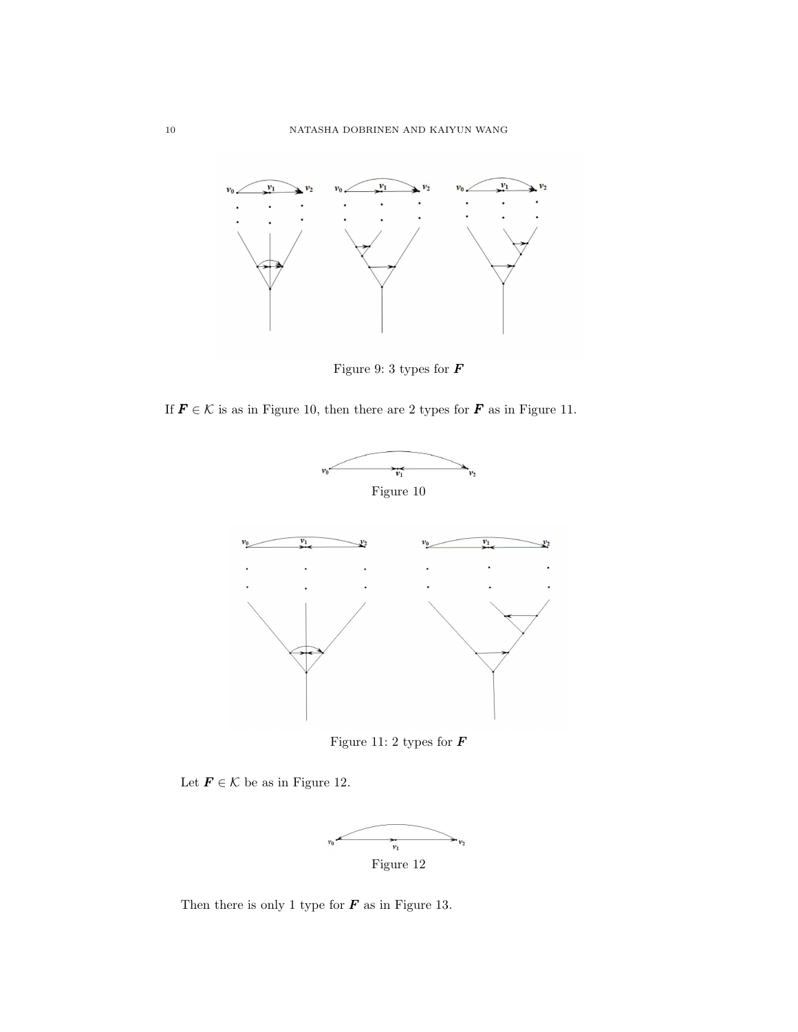Figure 9: 3 types for $\boldsymbol{F}$

If $\boldsymbol{F} \in \mathcal{K}$ is as in Figure 10, then there are 2 types for $\boldsymbol{F}$ as in Figure 11.

Figure 10

Figure 11: 2 types for $\boldsymbol{F}$

Let $\boldsymbol{F} \in \mathcal{K}$ be as in Figure 12.

Figure 12

Then there is only 1 type for $\boldsymbol{F}$ as in Figure 13.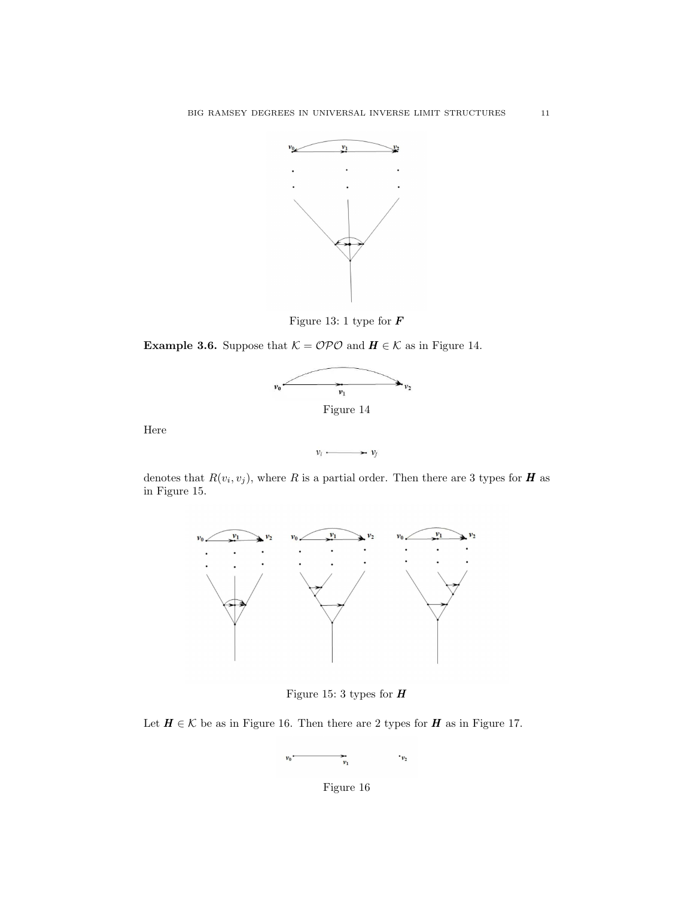Figure 13: 1 type for $\boldsymbol{F}$

**Example 3.6.** Suppose that $\mathcal{K} = \mathcal{OPO}$ and $\boldsymbol{H} \in \mathcal{K}$ as in Figure 14.

Figure 14

Here

$$v_i \longrightarrow v_j$$

denotes that $R(v_i, v_j)$, where $R$ is a partial order. Then there are 3 types for $\boldsymbol{H}$ as in Figure 15.

Figure 15: 3 types for $\boldsymbol{H}$

Let $\boldsymbol{H} \in \mathcal{K}$ be as in Figure 16. Then there are 2 types for $\boldsymbol{H}$ as in Figure 17.

Figure 16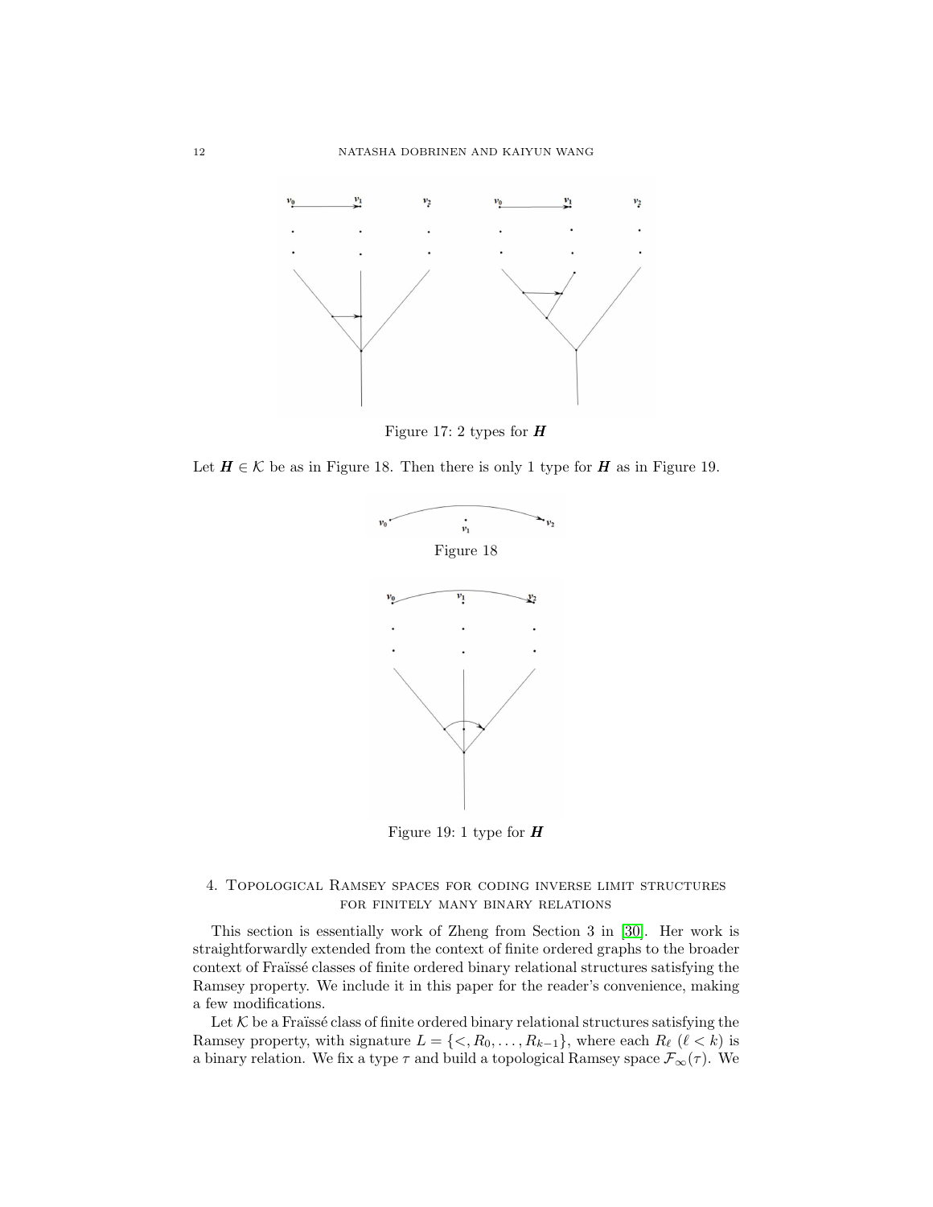Figure 17: 2 types for $\boldsymbol{H}$

Let $\boldsymbol{H} \in \mathcal{K}$ be as in Figure 18. Then there is only 1 type for $\boldsymbol{H}$ as in Figure 19.

Figure 18

Figure 19: 1 type for $\boldsymbol{H}$

## 4. Topological Ramsey spaces for coding inverse limit structures for finitely many binary relations

This section is essentially work of Zheng from Section 3 in [30]. Her work is straightforwardly extended from the context of finite ordered graphs to the broader context of Fraïssé classes of finite ordered binary relational structures satisfying the Ramsey property. We include it in this paper for the reader's convenience, making a few modifications.

Let $\mathcal{K}$ be a Fraïssé class of finite ordered binary relational structures satisfying the Ramsey property, with signature $L = \{<, R_0, \ldots, R_{k-1}\}$, where each $R_\ell$ ($\ell < k$) is a binary relation. We fix a type $\tau$ and build a topological Ramsey space $\mathcal{F}_\infty(\tau)$. We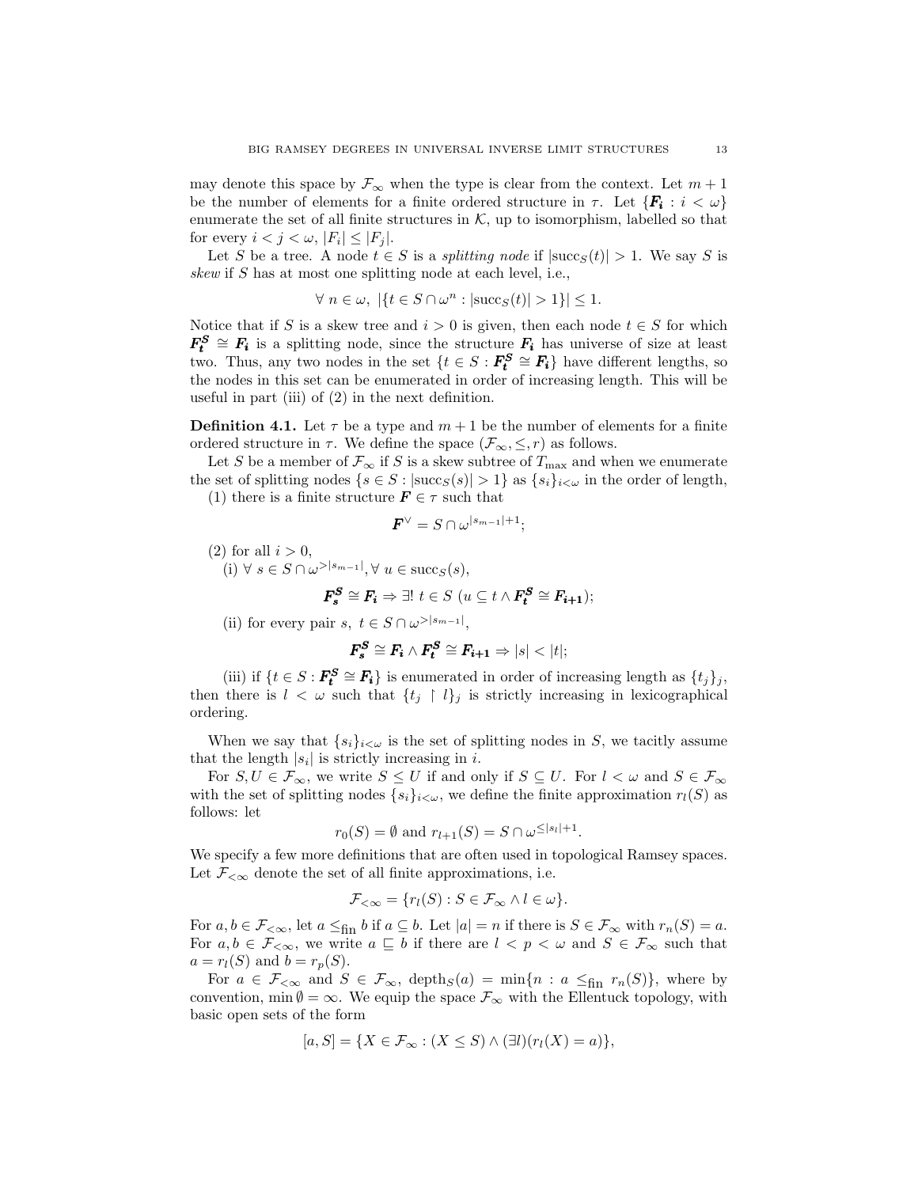may denote this space by $\mathcal{F}_\infty$ when the type is clear from the context. Let $m+1$ be the number of elements for a finite ordered structure in $\tau$. Let $\{\boldsymbol{F_i} : i < \omega\}$ enumerate the set of all finite structures in $\mathcal{K}$, up to isomorphism, labelled so that for every $i < j < \omega$, $|F_i| \leq |F_j|$.

Let $S$ be a tree. A node $t \in S$ is a *splitting node* if $|\mathrm{succ}_S(t)| > 1$. We say $S$ is *skew* if $S$ has at most one splitting node at each level, i.e.,

$$\forall\ n \in \omega,\ |\{t \in S \cap \omega^n : |\mathrm{succ}_S(t)| > 1\}| \leq 1.$$

Notice that if $S$ is a skew tree and $i > 0$ is given, then each node $t \in S$ for which $\boldsymbol{F^S_t} \cong \boldsymbol{F_i}$ is a splitting node, since the structure $\boldsymbol{F_i}$ has universe of size at least two. Thus, any two nodes in the set $\{t \in S : \boldsymbol{F^S_t} \cong \boldsymbol{F_i}\}$ have different lengths, so the nodes in this set can be enumerated in order of increasing length. This will be useful in part (iii) of (2) in the next definition.

**Definition 4.1.** Let $\tau$ be a type and $m+1$ be the number of elements for a finite ordered structure in $\tau$. We define the space $(\mathcal{F}_\infty, \leq, r)$ as follows.

Let $S$ be a member of $\mathcal{F}_\infty$ if $S$ is a skew subtree of $T_{\max}$ and when we enumerate the set of splitting nodes $\{s \in S : |\mathrm{succ}_S(s)| > 1\}$ as $\{s_i\}_{i<\omega}$ in the order of length,

(1) there is a finite structure $\boldsymbol{F} \in \tau$ such that

$$\boldsymbol{F}^\vee = S \cap \omega^{|s_{m-1}|+1};$$

(2) for all $i > 0$,

(i) $\forall\ s \in S \cap \omega^{>|s_{m-1}|}, \forall\ u \in \mathrm{succ}_S(s)$,

$$\boldsymbol{F^S_s} \cong \boldsymbol{F_i} \Rightarrow \exists!\ t \in S\ (u \subseteq t \wedge \boldsymbol{F^S_t} \cong \boldsymbol{F_{i+1}});$$

(ii) for every pair $s,\ t \in S \cap \omega^{>|s_{m-1}|}$,

$$\boldsymbol{F^S_s} \cong \boldsymbol{F_i} \wedge \boldsymbol{F^S_t} \cong \boldsymbol{F_{i+1}} \Rightarrow |s| < |t|;$$

(iii) if $\{t \in S : \boldsymbol{F^S_t} \cong \boldsymbol{F_i}\}$ is enumerated in order of increasing length as $\{t_j\}_j$, then there is $l < \omega$ such that $\{t_j \restriction l\}_j$ is strictly increasing in lexicographical ordering.

When we say that $\{s_i\}_{i<\omega}$ is the set of splitting nodes in $S$, we tacitly assume that the length $|s_i|$ is strictly increasing in $i$.

For $S, U \in \mathcal{F}_\infty$, we write $S \leq U$ if and only if $S \subseteq U$. For $l < \omega$ and $S \in \mathcal{F}_\infty$ with the set of splitting nodes $\{s_i\}_{i<\omega}$, we define the finite approximation $r_l(S)$ as follows: let

$$r_0(S) = \emptyset \text{ and } r_{l+1}(S) = S \cap \omega^{\leq |s_l|+1}.$$

We specify a few more definitions that are often used in topological Ramsey spaces. Let $\mathcal{F}_{<\infty}$ denote the set of all finite approximations, i.e.

$$\mathcal{F}_{<\infty} = \{r_l(S) : S \in \mathcal{F}_\infty \wedge l \in \omega\}.$$

For $a, b \in \mathcal{F}_{<\infty}$, let $a \leq_{\mathrm{fin}} b$ if $a \subseteq b$. Let $|a| = n$ if there is $S \in \mathcal{F}_\infty$ with $r_n(S) = a$. For $a, b \in \mathcal{F}_{<\infty}$, we write $a \sqsubseteq b$ if there are $l < p < \omega$ and $S \in \mathcal{F}_\infty$ such that $a = r_l(S)$ and $b = r_p(S)$.

For $a \in \mathcal{F}_{<\infty}$ and $S \in \mathcal{F}_\infty$, $\mathrm{depth}_S(a) = \min\{n : a \leq_{\mathrm{fin}} r_n(S)\}$, where by convention, $\min \emptyset = \infty$. We equip the space $\mathcal{F}_\infty$ with the Ellentuck topology, with basic open sets of the form

$$[a, S] = \{X \in \mathcal{F}_\infty : (X \leq S) \wedge (\exists l)(r_l(X) = a)\},$$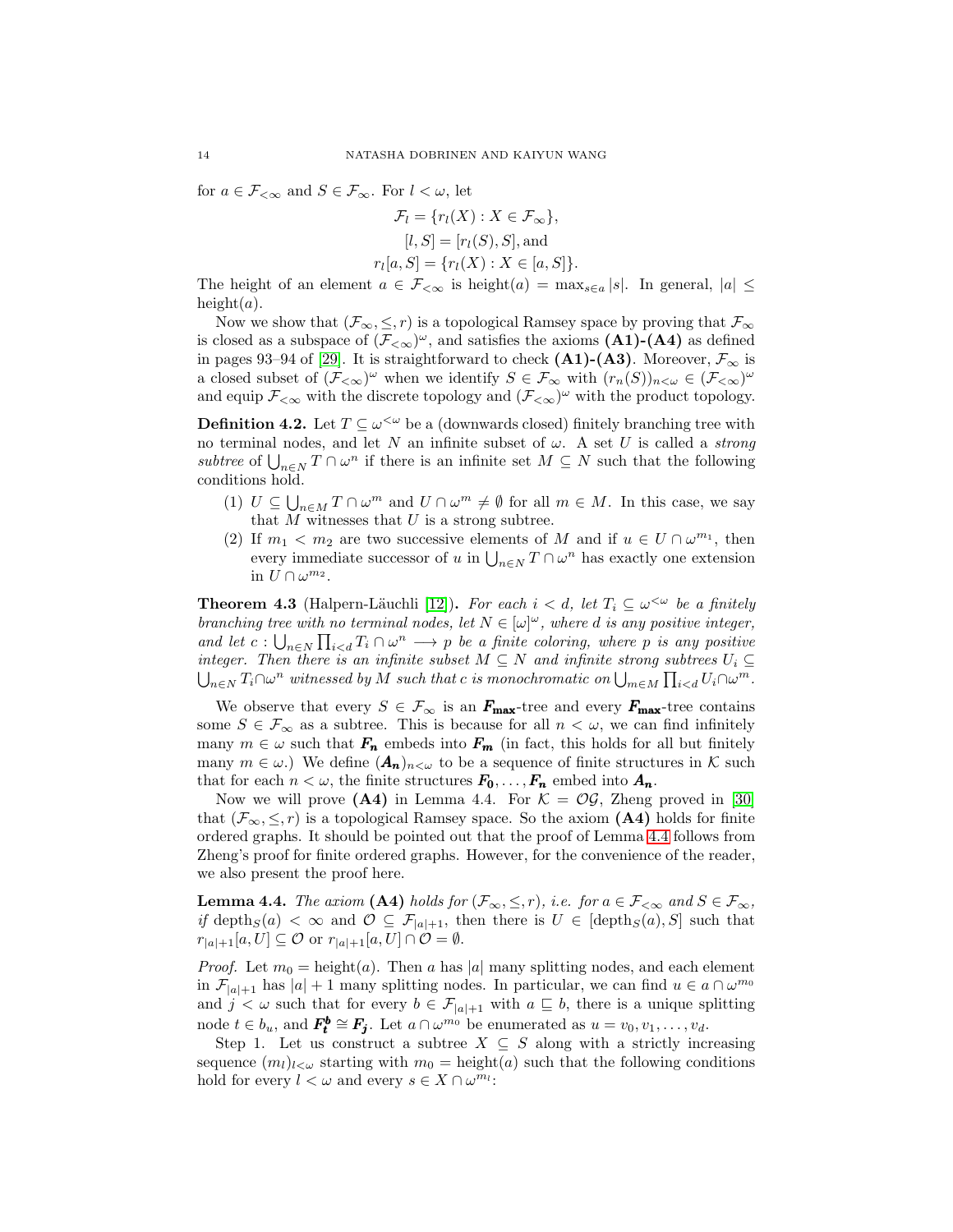for $a \in \mathcal{F}_{<\infty}$ and $S \in \mathcal{F}_\infty$. For $l < \omega$, let

$$\mathcal{F}_l = \{r_l(X) : X \in \mathcal{F}_\infty\},$$
$$[l, S] = [r_l(S), S], \text{and}$$
$$r_l[a, S] = \{r_l(X) : X \in [a, S]\}.$$

The height of an element $a \in \mathcal{F}_{<\infty}$ is $\text{height}(a) = \max_{s \in a} |s|$. In general, $|a| \leq \text{height}(a)$.

Now we show that $(\mathcal{F}_\infty, \leq, r)$ is a topological Ramsey space by proving that $\mathcal{F}_\infty$ is closed as a subspace of $(\mathcal{F}_{<\infty})^\omega$, and satisfies the axioms **(A1)-(A4)** as defined in pages 93–94 of [29]. It is straightforward to check **(A1)-(A3)**. Moreover, $\mathcal{F}_\infty$ is a closed subset of $(\mathcal{F}_{<\infty})^\omega$ when we identify $S \in \mathcal{F}_\infty$ with $(r_n(S))_{n<\omega} \in (\mathcal{F}_{<\infty})^\omega$ and equip $\mathcal{F}_{<\infty}$ with the discrete topology and $(\mathcal{F}_{<\infty})^\omega$ with the product topology.

**Definition 4.2.** Let $T \subseteq \omega^{<\omega}$ be a (downwards closed) finitely branching tree with no terminal nodes, and let $N$ an infinite subset of $\omega$. A set $U$ is called a *strong subtree* of $\bigcup_{n \in N} T \cap \omega^n$ if there is an infinite set $M \subseteq N$ such that the following conditions hold.

1. $U \subseteq \bigcup_{n \in M} T \cap \omega^m$ and $U \cap \omega^m \neq \emptyset$ for all $m \in M$. In this case, we say that $M$ witnesses that $U$ is a strong subtree.
2. If $m_1 < m_2$ are two successive elements of $M$ and if $u \in U \cap \omega^{m_1}$, then every immediate successor of $u$ in $\bigcup_{n \in N} T \cap \omega^n$ has exactly one extension in $U \cap \omega^{m_2}$.

**Theorem 4.3** (Halpern-Läuchli [12])**.** *For each $i < d$, let $T_i \subseteq \omega^{<\omega}$ be a finitely branching tree with no terminal nodes, let $N \in [\omega]^\omega$, where $d$ is any positive integer, and let $c : \bigcup_{n \in N} \prod_{i<d} T_i \cap \omega^n \longrightarrow p$ be a finite coloring, where $p$ is any positive integer. Then there is an infinite subset $M \subseteq N$ and infinite strong subtrees $U_i \subseteq \bigcup_{n \in N} T_i \cap \omega^n$ witnessed by $M$ such that $c$ is monochromatic on $\bigcup_{m \in M} \prod_{i<d} U_i \cap \omega^m$.*

We observe that every $S \in \mathcal{F}_\infty$ is an $\boldsymbol{F_{\max}}$-tree and every $\boldsymbol{F_{\max}}$-tree contains some $S \in \mathcal{F}_\infty$ as a subtree. This is because for all $n < \omega$, we can find infinitely many $m \in \omega$ such that $\boldsymbol{F_n}$ embeds into $\boldsymbol{F_m}$ (in fact, this holds for all but finitely many $m \in \omega$.) We define $(\boldsymbol{A_n})_{n<\omega}$ to be a sequence of finite structures in $\mathcal{K}$ such that for each $n < \omega$, the finite structures $\boldsymbol{F_0}, \ldots, \boldsymbol{F_n}$ embed into $\boldsymbol{A_n}$.

Now we will prove **(A4)** in Lemma 4.4. For $\mathcal{K} = \mathcal{OG}$, Zheng proved in [30] that $(\mathcal{F}_\infty, \leq, r)$ is a topological Ramsey space. So the axiom **(A4)** holds for finite ordered graphs. It should be pointed out that the proof of Lemma 4.4 follows from Zheng's proof for finite ordered graphs. However, for the convenience of the reader, we also present the proof here.

**Lemma 4.4.** *The axiom* **(A4)** *holds for $(\mathcal{F}_\infty, \leq, r)$, i.e. for $a \in \mathcal{F}_{<\infty}$ and $S \in \mathcal{F}_\infty$, if $\text{depth}_S(a) < \infty$ and $\mathcal{O} \subseteq \mathcal{F}_{|a|+1}$, then there is $U \in [\text{depth}_S(a), S]$ such that $r_{|a|+1}[a, U] \subseteq \mathcal{O}$ or $r_{|a|+1}[a, U] \cap \mathcal{O} = \emptyset$.*

*Proof.* Let $m_0 = \text{height}(a)$. Then $a$ has $|a|$ many splitting nodes, and each element in $\mathcal{F}_{|a|+1}$ has $|a| + 1$ many splitting nodes. In particular, we can find $u \in a \cap \omega^{m_0}$ and $j < \omega$ such that for every $b \in \mathcal{F}_{|a|+1}$ with $a \sqsubseteq b$, there is a unique splitting node $t \in b_u$, and $\boldsymbol{F_t^b} \cong \boldsymbol{F_j}$. Let $a \cap \omega^{m_0}$ be enumerated as $u = v_0, v_1, \ldots, v_d$.

Step 1. Let us construct a subtree $X \subseteq S$ along with a strictly increasing sequence $(m_l)_{l<\omega}$ starting with $m_0 = \text{height}(a)$ such that the following conditions hold for every $l < \omega$ and every $s \in X \cap \omega^{m_l}$: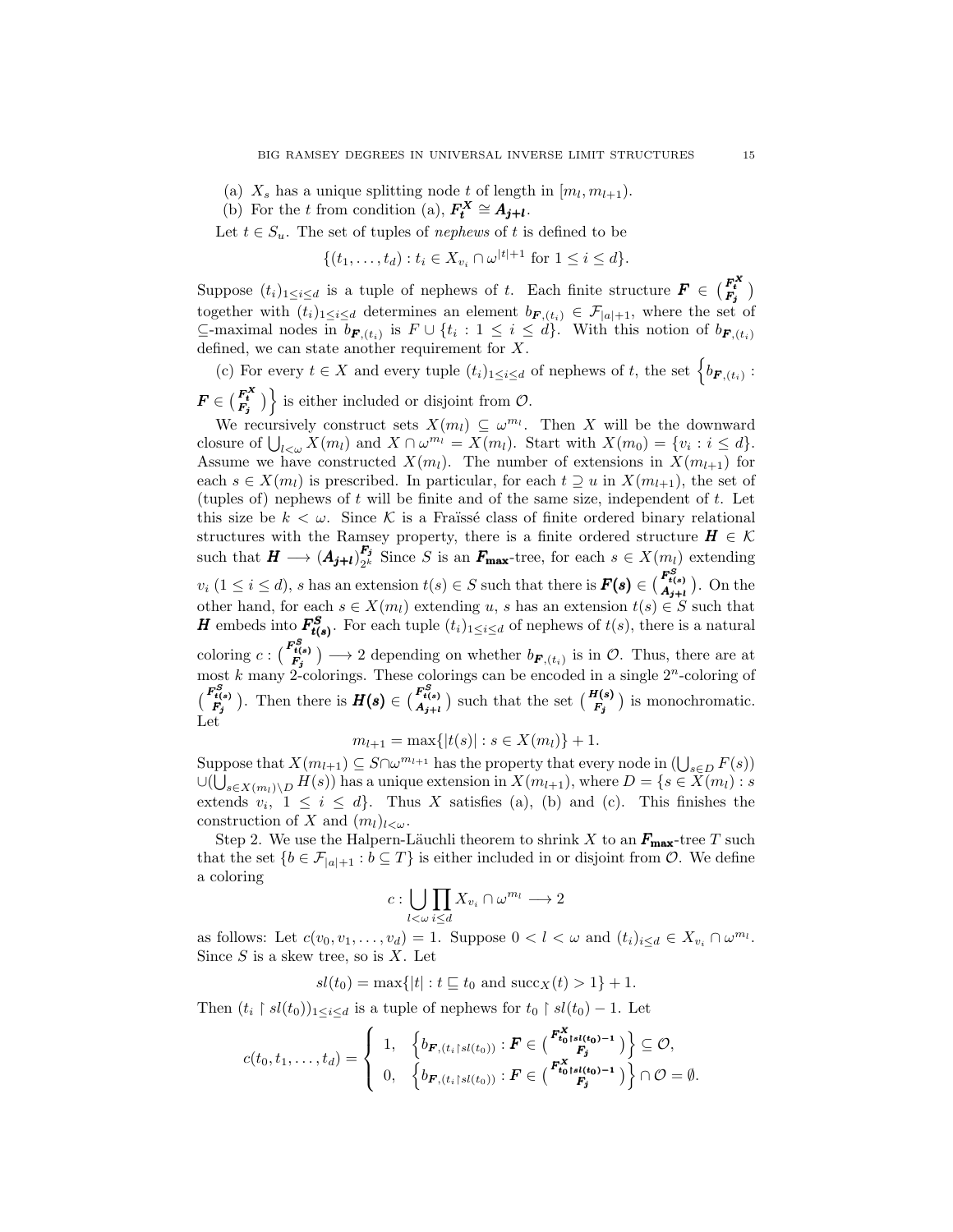(a) $X_s$ has a unique splitting node $t$ of length in $[m_l, m_{l+1})$.

(b) For the $t$ from condition (a), $\boldsymbol{F_t^X} \cong \boldsymbol{A_{j+l}}$.

Let $t \in S_u$. The set of tuples of *nephews* of $t$ is defined to be

$$\{(t_1, \ldots, t_d) : t_i \in X_{v_i} \cap \omega^{|t|+1} \text{ for } 1 \leq i \leq d\}.$$

Suppose $(t_i)_{1 \leq i \leq d}$ is a tuple of nephews of $t$. Each finite structure $\boldsymbol{F} \in \binom{\boldsymbol{F_t^X}}{\boldsymbol{F_j}}$ together with $(t_i)_{1 \leq i \leq d}$ determines an element $b_{\boldsymbol{F},(t_i)} \in \mathcal{F}_{|a|+1}$, where the set of $\subseteq$-maximal nodes in $b_{\boldsymbol{F},(t_i)}$ is $F \cup \{t_i : 1 \leq i \leq d\}$. With this notion of $b_{\boldsymbol{F},(t_i)}$ defined, we can state another requirement for $X$.

(c) For every $t \in X$ and every tuple $(t_i)_{1 \leq i \leq d}$ of nephews of $t$, the set $\Big\{ b_{\boldsymbol{F},(t_i)} : \boldsymbol{F} \in \binom{\boldsymbol{F_t^X}}{\boldsymbol{F_j}} \Big\}$ is either included or disjoint from $\mathcal{O}$.

We recursively construct sets $X(m_l) \subseteq \omega^{m_l}$. Then $X$ will be the downward closure of $\bigcup_{l<\omega} X(m_l)$ and $X \cap \omega^{m_l} = X(m_l)$. Start with $X(m_0) = \{v_i : i \leq d\}$. Assume we have constructed $X(m_l)$. The number of extensions in $X(m_{l+1})$ for each $s \in X(m_l)$ is prescribed. In particular, for each $t \supseteq u$ in $X(m_{l+1})$, the set of (tuples of) nephews of $t$ will be finite and of the same size, independent of $t$. Let this size be $k < \omega$. Since $\mathcal{K}$ is a Fraïssé class of finite ordered binary relational structures with the Ramsey property, there is a finite ordered structure $\boldsymbol{H} \in \mathcal{K}$ such that $\boldsymbol{H} \longrightarrow (\boldsymbol{A_{j+l}})^{\boldsymbol{F_j}}_{2^k}$ Since $S$ is an $\boldsymbol{F_{\max}}$-tree, for each $s \in X(m_l)$ extending $v_i$ $(1 \leq i \leq d)$, $s$ has an extension $t(s) \in S$ such that there is $\boldsymbol{F(s)} \in \binom{\boldsymbol{F^S_{t(s)}}}{\boldsymbol{A_{j+l}}}$. On the other hand, for each $s \in X(m_l)$ extending $u$, $s$ has an extension $t(s) \in S$ such that $\boldsymbol{H}$ embeds into $\boldsymbol{F^S_{t(s)}}$. For each tuple $(t_i)_{1 \leq i \leq d}$ of nephews of $t(s)$, there is a natural coloring $c : \binom{\boldsymbol{F^S_{t(s)}}}{\boldsymbol{F_j}} \longrightarrow 2$ depending on whether $b_{\boldsymbol{F},(t_i)}$ is in $\mathcal{O}$. Thus, there are at most $k$ many 2-colorings. These colorings can be encoded in a single $2^n$-coloring of $\binom{\boldsymbol{F^S_{t(s)}}}{\boldsymbol{F_j}}$. Then there is $\boldsymbol{H(s)} \in \binom{\boldsymbol{F^S_{t(s)}}}{\boldsymbol{A_{j+l}}}$ such that the set $\binom{\boldsymbol{H(s)}}{\boldsymbol{F_j}}$ is monochromatic. Let

$$m_{l+1} = \max\{|t(s)| : s \in X(m_l)\} + 1.$$

Suppose that $X(m_{l+1}) \subseteq S \cap \omega^{m_{l+1}}$ has the property that every node in $(\bigcup_{s \in D} F(s)) \cup (\bigcup_{s \in X(m_l) \setminus D} H(s))$ has a unique extension in $X(m_{l+1})$, where $D = \{s \in X(m_l) : s$ extends $v_i,\ 1 \leq i \leq d\}$. Thus $X$ satisfies (a), (b) and (c). This finishes the construction of $X$ and $(m_l)_{l<\omega}$.

Step 2. We use the Halpern-Läuchli theorem to shrink $X$ to an $\boldsymbol{F_{\max}}$-tree $T$ such that the set $\{b \in \mathcal{F}_{|a|+1} : b \subseteq T\}$ is either included in or disjoint from $\mathcal{O}$. We define a coloring

$$c : \bigcup_{l<\omega} \prod_{i \leq d} X_{v_i} \cap \omega^{m_l} \longrightarrow 2$$

as follows: Let $c(v_0, v_1, \ldots, v_d) = 1$. Suppose $0 < l < \omega$ and $(t_i)_{i \leq d} \in X_{v_i} \cap \omega^{m_l}$. Since $S$ is a skew tree, so is $X$. Let

$$sl(t_0) = \max\{|t| : t \sqsubseteq t_0 \text{ and } \mathrm{succ}_X(t) > 1\} + 1.$$

Then $(t_i \restriction sl(t_0))_{1 \leq i \leq d}$ is a tuple of nephews for $t_0 \restriction sl(t_0) - 1$. Let

$$c(t_0, t_1, \ldots, t_d) = \begin{cases} 1, & \Big\{ b_{\boldsymbol{F},(t_i \restriction sl(t_0))} : \boldsymbol{F} \in \binom{\boldsymbol{F^X_{t_0 \restriction sl(t_0)-1}}}{\boldsymbol{F_j}} \Big\} \subseteq \mathcal{O}, \\ 0, & \Big\{ b_{\boldsymbol{F},(t_i \restriction sl(t_0))} : \boldsymbol{F} \in \binom{\boldsymbol{F^X_{t_0 \restriction sl(t_0)-1}}}{\boldsymbol{F_j}} \Big\} \cap \mathcal{O} = \emptyset. \end{cases}$$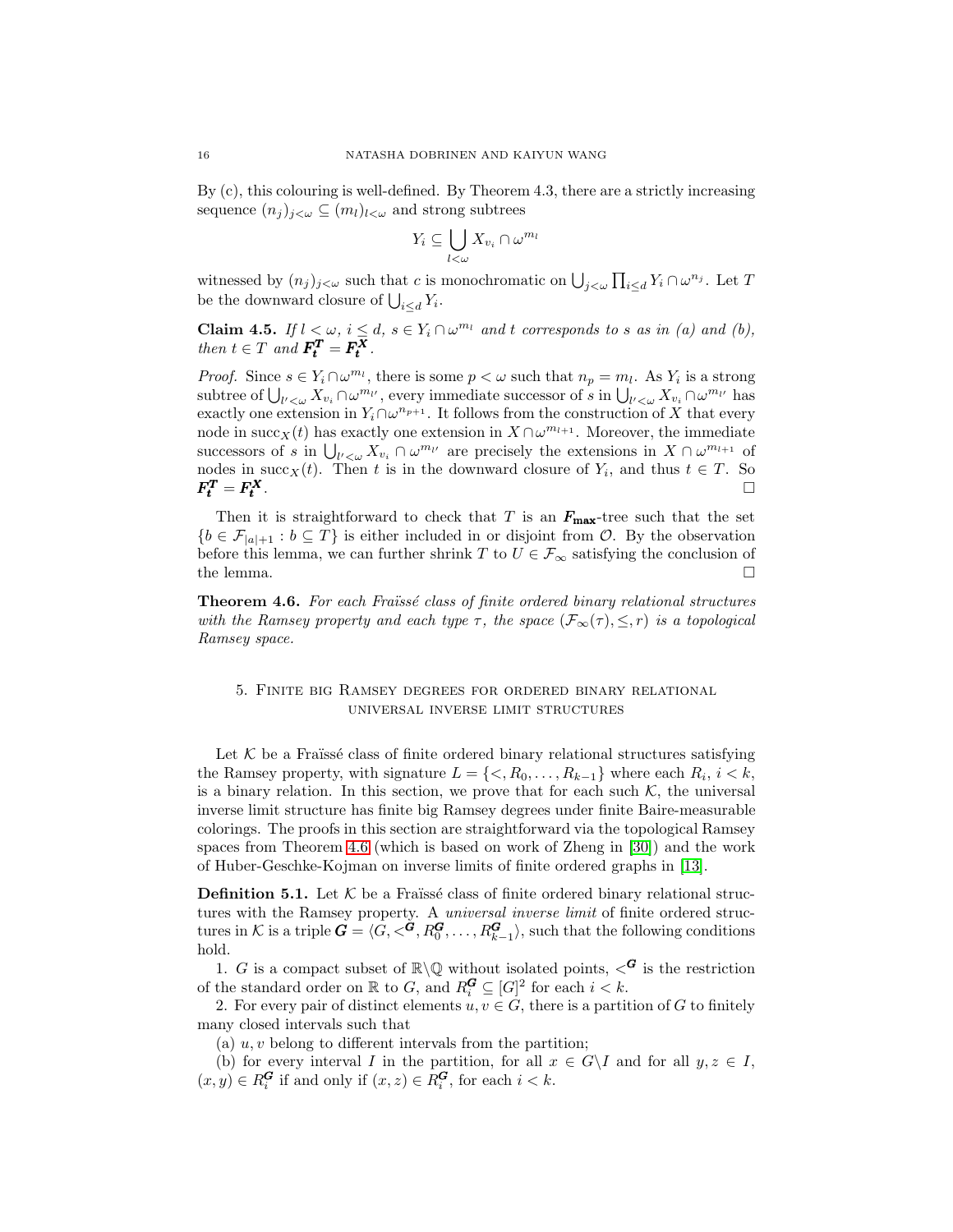By (c), this colouring is well-defined. By Theorem 4.3, there are a strictly increasing sequence $(n_j)_{j<\omega} \subseteq (m_l)_{l<\omega}$ and strong subtrees

$$Y_i \subseteq \bigcup_{l<\omega} X_{v_i} \cap \omega^{m_l}$$

witnessed by $(n_j)_{j<\omega}$ such that $c$ is monochromatic on $\bigcup_{j<\omega} \prod_{i\leq d} Y_i \cap \omega^{n_j}$. Let $T$ be the downward closure of $\bigcup_{i\leq d} Y_i$.

**Claim 4.5.** *If $l < \omega$, $i \leq d$, $s \in Y_i \cap \omega^{m_l}$ and $t$ corresponds to $s$ as in (a) and (b), then $t \in T$ and $\boldsymbol{F^T_t} = \boldsymbol{F^X_t}$.*

*Proof.* Since $s \in Y_i \cap \omega^{m_l}$, there is some $p < \omega$ such that $n_p = m_l$. As $Y_i$ is a strong subtree of $\bigcup_{l'<\omega} X_{v_i} \cap \omega^{m_{l'}}$, every immediate successor of $s$ in $\bigcup_{l'<\omega} X_{v_i} \cap \omega^{m_{l'}}$ has exactly one extension in $Y_i \cap \omega^{n_{p+1}}$. It follows from the construction of $X$ that every node in $\mathrm{succ}_X(t)$ has exactly one extension in $X \cap \omega^{m_{l+1}}$. Moreover, the immediate successors of $s$ in $\bigcup_{l'<\omega} X_{v_i} \cap \omega^{m_{l'}}$ are precisely the extensions in $X \cap \omega^{m_{l+1}}$ of nodes in $\mathrm{succ}_X(t)$. Then $t$ is in the downward closure of $Y_i$, and thus $t \in T$. So $\boldsymbol{F^T_t} = \boldsymbol{F^X_t}$. □

Then it is straightforward to check that $T$ is an $\boldsymbol{F_{\max}}$-tree such that the set $\{b \in \mathcal{F}_{|a|+1} : b \subseteq T\}$ is either included in or disjoint from $\mathcal{O}$. By the observation before this lemma, we can further shrink $T$ to $U \in \mathcal{F}_\infty$ satisfying the conclusion of the lemma. □

**Theorem 4.6.** *For each Fraïssé class of finite ordered binary relational structures with the Ramsey property and each type $\tau$, the space $(\mathcal{F}_\infty(\tau), \leq, r)$ is a topological Ramsey space.*

## 5. Finite big Ramsey degrees for ordered binary relational universal inverse limit structures

Let $\mathcal{K}$ be a Fraïssé class of finite ordered binary relational structures satisfying the Ramsey property, with signature $L = \{<, R_0, \ldots, R_{k-1}\}$ where each $R_i$, $i < k$, is a binary relation. In this section, we prove that for each such $\mathcal{K}$, the universal inverse limit structure has finite big Ramsey degrees under finite Baire-measurable colorings. The proofs in this section are straightforward via the topological Ramsey spaces from Theorem 4.6 (which is based on work of Zheng in [30]) and the work of Huber-Geschke-Kojman on inverse limits of finite ordered graphs in [13].

**Definition 5.1.** Let $\mathcal{K}$ be a Fraïssé class of finite ordered binary relational structures with the Ramsey property. A *universal inverse limit* of finite ordered structures in $\mathcal{K}$ is a triple $\boldsymbol{G} = \langle G, <^{\boldsymbol{G}}, R_0^{\boldsymbol{G}}, \ldots, R_{k-1}^{\boldsymbol{G}}\rangle$, such that the following conditions hold.

1. $G$ is a compact subset of $\mathbb{R}\backslash\mathbb{Q}$ without isolated points, $<^{\boldsymbol{G}}$ is the restriction of the standard order on $\mathbb{R}$ to $G$, and $R_i^{\boldsymbol{G}} \subseteq [G]^2$ for each $i < k$.

2. For every pair of distinct elements $u, v \in G$, there is a partition of $G$ to finitely many closed intervals such that

(a) $u, v$ belong to different intervals from the partition;

(b) for every interval $I$ in the partition, for all $x \in G\backslash I$ and for all $y, z \in I$, $(x, y) \in R_i^{\boldsymbol{G}}$ if and only if $(x, z) \in R_i^{\boldsymbol{G}}$, for each $i < k$.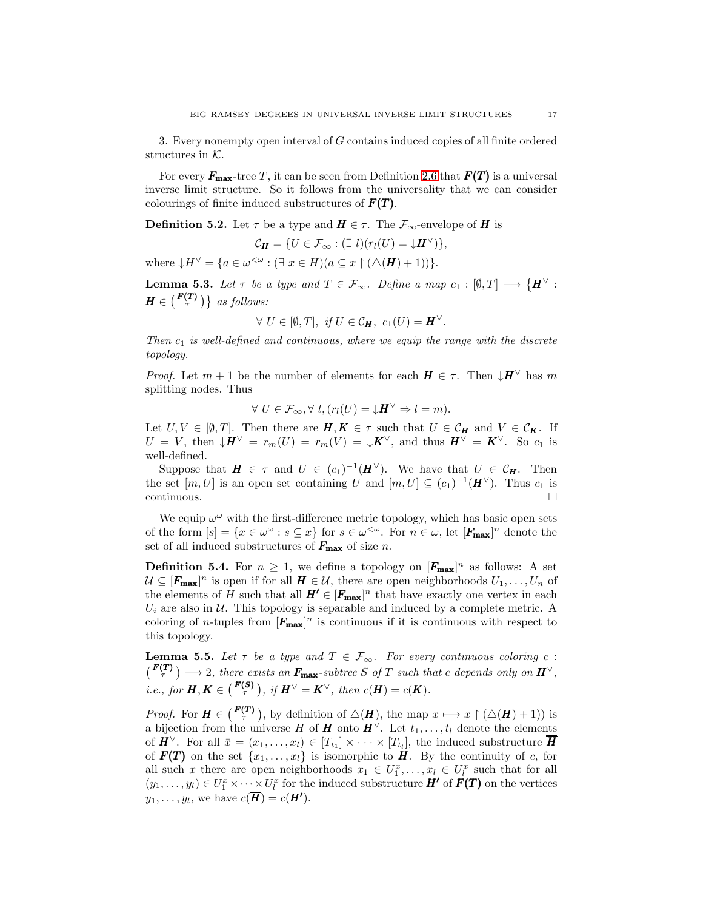3. Every nonempty open interval of $G$ contains induced copies of all finite ordered structures in $\mathcal{K}$.

For every $\boldsymbol{F_{\max}}$-tree $T$, it can be seen from Definition 2.6 that $\boldsymbol{F(T)}$ is a universal inverse limit structure. So it follows from the universality that we can consider colourings of finite induced substructures of $\boldsymbol{F(T)}$.

**Definition 5.2.** Let $\tau$ be a type and $\boldsymbol{H} \in \tau$. The $\mathcal{F}_\infty$-envelope of $\boldsymbol{H}$ is

$$\mathcal{C}_{\boldsymbol{H}} = \{U \in \mathcal{F}_\infty : (\exists\, l)(r_l(U) = \downarrow\!\boldsymbol{H}^\vee)\},$$

where $\downarrow\! H^\vee = \{a \in \omega^{<\omega} : (\exists\, x \in H)(a \subseteq x \restriction (\triangle(\boldsymbol{H})+1))\}$.

**Lemma 5.3.** *Let $\tau$ be a type and $T \in \mathcal{F}_\infty$. Define a map $c_1 : [\emptyset, T] \longrightarrow \{\boldsymbol{H}^\vee : \boldsymbol{H} \in \binom{\boldsymbol{F(T)}}{\tau}\}$ as follows:*

$$\forall\ U \in [\emptyset, T],\ \ \textit{if } U \in \mathcal{C}_{\boldsymbol{H}},\ c_1(U) = \boldsymbol{H}^\vee.$$

*Then $c_1$ is well-defined and continuous, where we equip the range with the discrete topology.*

*Proof.* Let $m+1$ be the number of elements for each $\boldsymbol{H} \in \tau$. Then $\downarrow\!\boldsymbol{H}^\vee$ has $m$ splitting nodes. Thus

$$\forall\ U \in \mathcal{F}_\infty, \forall\ l, (r_l(U) = \downarrow\!\boldsymbol{H}^\vee \Rightarrow l = m).$$

Let $U, V \in [\emptyset, T]$. Then there are $\boldsymbol{H}, \boldsymbol{K} \in \tau$ such that $U \in \mathcal{C}_{\boldsymbol{H}}$ and $V \in \mathcal{C}_{\boldsymbol{K}}$. If $U = V$, then $\downarrow\!\boldsymbol{H}^\vee = r_m(U) = r_m(V) = \downarrow\!\boldsymbol{K}^\vee$, and thus $\boldsymbol{H}^\vee = \boldsymbol{K}^\vee$. So $c_1$ is well-defined.

Suppose that $\boldsymbol{H} \in \tau$ and $U \in (c_1)^{-1}(\boldsymbol{H}^\vee)$. We have that $U \in \mathcal{C}_{\boldsymbol{H}}$. Then the set $[m, U]$ is an open set containing $U$ and $[m, U] \subseteq (c_1)^{-1}(\boldsymbol{H}^\vee)$. Thus $c_1$ is continuous. $\square$

We equip $\omega^\omega$ with the first-difference metric topology, which has basic open sets of the form $[s] = \{x \in \omega^\omega : s \subseteq x\}$ for $s \in \omega^{<\omega}$. For $n \in \omega$, let $[\boldsymbol{F_{\max}}]^n$ denote the set of all induced substructures of $\boldsymbol{F_{\max}}$ of size $n$.

**Definition 5.4.** For $n \geq 1$, we define a topology on $[\boldsymbol{F_{\max}}]^n$ as follows: A set $\mathcal{U} \subseteq [\boldsymbol{F_{\max}}]^n$ is open if for all $\boldsymbol{H} \in \mathcal{U}$, there are open neighborhoods $U_1, \dots, U_n$ of the elements of $H$ such that all $\boldsymbol{H'} \in [\boldsymbol{F_{\max}}]^n$ that have exactly one vertex in each $U_i$ are also in $\mathcal{U}$. This topology is separable and induced by a complete metric. A coloring of $n$-tuples from $[\boldsymbol{F_{\max}}]^n$ is continuous if it is continuous with respect to this topology.

**Lemma 5.5.** *Let $\tau$ be a type and $T \in \mathcal{F}_\infty$. For every continuous coloring $c : \binom{\boldsymbol{F(T)}}{\tau} \longrightarrow 2$, there exists an $\boldsymbol{F_{\max}}$-subtree $S$ of $T$ such that $c$ depends only on $\boldsymbol{H}^\vee$, i.e., for $\boldsymbol{H}, \boldsymbol{K} \in \binom{\boldsymbol{F(S)}}{\tau}$, if $\boldsymbol{H}^\vee = \boldsymbol{K}^\vee$, then $c(\boldsymbol{H}) = c(\boldsymbol{K})$.*

*Proof.* For $\boldsymbol{H} \in \binom{\boldsymbol{F(T)}}{\tau}$, by definition of $\triangle(\boldsymbol{H})$, the map $x \longmapsto x \restriction (\triangle(\boldsymbol{H})+1))$ is a bijection from the universe $H$ of $\boldsymbol{H}$ onto $\boldsymbol{H}^\vee$. Let $t_1, \dots, t_l$ denote the elements of $\boldsymbol{H}^\vee$. For all $\bar{x} = (x_1, \dots, x_l) \in [T_{t_1}] \times \cdots \times [T_{t_l}]$, the induced substructure $\overline{\boldsymbol{H}}$ of $\boldsymbol{F(T)}$ on the set $\{x_1, \dots, x_l\}$ is isomorphic to $\boldsymbol{H}$. By the continuity of $c$, for all such $x$ there are open neighborhoods $x_1 \in U_1^{\bar{x}}, \dots, x_l \in U_l^{\bar{x}}$ such that for all $(y_1, \dots, y_l) \in U_1^{\bar{x}} \times \cdots \times U_l^{\bar{x}}$ for the induced substructure $\boldsymbol{H'}$ of $\boldsymbol{F(T)}$ on the vertices $y_1, \dots, y_l$, we have $c(\overline{\boldsymbol{H}}) = c(\boldsymbol{H'})$.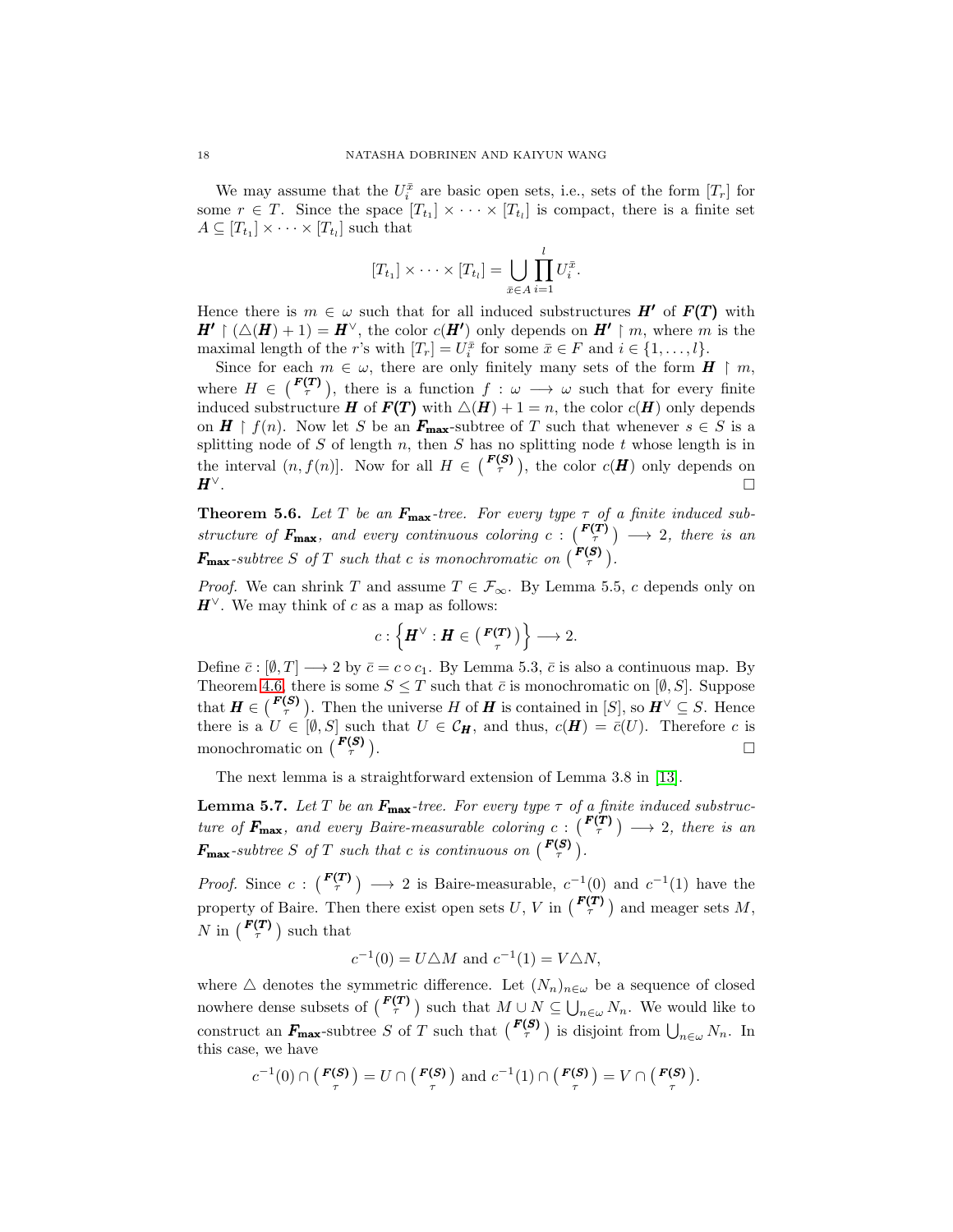We may assume that the $U_i^{\bar{x}}$ are basic open sets, i.e., sets of the form $[T_r]$ for some $r \in T$. Since the space $[T_{t_1}] \times \cdots \times [T_{t_l}]$ is compact, there is a finite set $A \subseteq [T_{t_1}] \times \cdots \times [T_{t_l}]$ such that

$$[T_{t_1}] \times \cdots \times [T_{t_l}] = \bigcup_{\bar{x} \in A} \prod_{i=1}^{l} U_i^{\bar{x}}.$$

Hence there is $m \in \omega$ such that for all induced substructures $\boldsymbol{H'}$ of $\boldsymbol{F(T)}$ with $\boldsymbol{H'} \upharpoonright (\triangle(\boldsymbol{H}) + 1) = \boldsymbol{H}^\vee$, the color $c(\boldsymbol{H'})$ only depends on $\boldsymbol{H'} \upharpoonright m$, where $m$ is the maximal length of the $r$'s with $[T_r] = U_i^{\bar{x}}$ for some $\bar{x} \in F$ and $i \in \{1, \ldots, l\}$.

Since for each $m \in \omega$, there are only finitely many sets of the form $\boldsymbol{H} \upharpoonright m$, where $H \in \binom{\boldsymbol{F(T)}}{\tau}$, there is a function $f : \omega \longrightarrow \omega$ such that for every finite induced substructure $\boldsymbol{H}$ of $\boldsymbol{F(T)}$ with $\triangle(\boldsymbol{H}) + 1 = n$, the color $c(\boldsymbol{H})$ only depends on $\boldsymbol{H} \upharpoonright f(n)$. Now let $S$ be an $\boldsymbol{F_{\max}}$-subtree of $T$ such that whenever $s \in S$ is a splitting node of $S$ of length $n$, then $S$ has no splitting node $t$ whose length is in the interval $(n, f(n)]$. Now for all $H \in \binom{\boldsymbol{F(S)}}{\tau}$, the color $c(\boldsymbol{H})$ only depends on $\boldsymbol{H}^\vee$. $\square$

**Theorem 5.6.** *Let $T$ be an $\boldsymbol{F_{\max}}$-tree. For every type $\tau$ of a finite induced substructure of $\boldsymbol{F_{\max}}$, and every continuous coloring $c : \binom{\boldsymbol{F(T)}}{\tau} \longrightarrow 2$, there is an $\boldsymbol{F_{\max}}$-subtree $S$ of $T$ such that $c$ is monochromatic on $\binom{\boldsymbol{F(S)}}{\tau}$.*

*Proof.* We can shrink $T$ and assume $T \in \mathcal{F}_\infty$. By Lemma 5.5, $c$ depends only on $\boldsymbol{H}^\vee$. We may think of $c$ as a map as follows:

$$c : \left\{ \boldsymbol{H}^\vee : \boldsymbol{H} \in \binom{\boldsymbol{F(T)}}{\tau} \right\} \longrightarrow 2.$$

Define $\bar{c} : [\emptyset, T] \longrightarrow 2$ by $\bar{c} = c \circ c_1$. By Lemma 5.3, $\bar{c}$ is also a continuous map. By Theorem 4.6, there is some $S \leq T$ such that $\bar{c}$ is monochromatic on $[\emptyset, S]$. Suppose that $\boldsymbol{H} \in \binom{\boldsymbol{F(S)}}{\tau}$. Then the universe $H$ of $\boldsymbol{H}$ is contained in $[S]$, so $\boldsymbol{H}^\vee \subseteq S$. Hence there is a $U \in [\emptyset, S]$ such that $U \in \mathcal{C}_{\boldsymbol{H}}$, and thus, $c(\boldsymbol{H}) = \bar{c}(U)$. Therefore $c$ is monochromatic on $\binom{\boldsymbol{F(S)}}{\tau}$. $\square$

The next lemma is a straightforward extension of Lemma 3.8 in [13].

**Lemma 5.7.** *Let $T$ be an $\boldsymbol{F_{\max}}$-tree. For every type $\tau$ of a finite induced substructure of $\boldsymbol{F_{\max}}$, and every Baire-measurable coloring $c : \binom{\boldsymbol{F(T)}}{\tau} \longrightarrow 2$, there is an $\boldsymbol{F_{\max}}$-subtree $S$ of $T$ such that $c$ is continuous on $\binom{\boldsymbol{F(S)}}{\tau}$.*

*Proof.* Since $c : \binom{\boldsymbol{F(T)}}{\tau} \longrightarrow 2$ is Baire-measurable, $c^{-1}(0)$ and $c^{-1}(1)$ have the property of Baire. Then there exist open sets $U$, $V$ in $\binom{\boldsymbol{F(T)}}{\tau}$ and meager sets $M$, $N$ in $\binom{\boldsymbol{F(T)}}{\tau}$ such that

$$c^{-1}(0) = U \triangle M \text{ and } c^{-1}(1) = V \triangle N,$$

where $\triangle$ denotes the symmetric difference. Let $(N_n)_{n \in \omega}$ be a sequence of closed nowhere dense subsets of $\binom{\boldsymbol{F(T)}}{\tau}$ such that $M \cup N \subseteq \bigcup_{n \in \omega} N_n$. We would like to construct an $\boldsymbol{F_{\max}}$-subtree $S$ of $T$ such that $\binom{\boldsymbol{F(S)}}{\tau}$ is disjoint from $\bigcup_{n \in \omega} N_n$. In this case, we have

$$c^{-1}(0) \cap \binom{\boldsymbol{F(S)}}{\tau} = U \cap \binom{\boldsymbol{F(S)}}{\tau} \text{ and } c^{-1}(1) \cap \binom{\boldsymbol{F(S)}}{\tau} = V \cap \binom{\boldsymbol{F(S)}}{\tau}.$$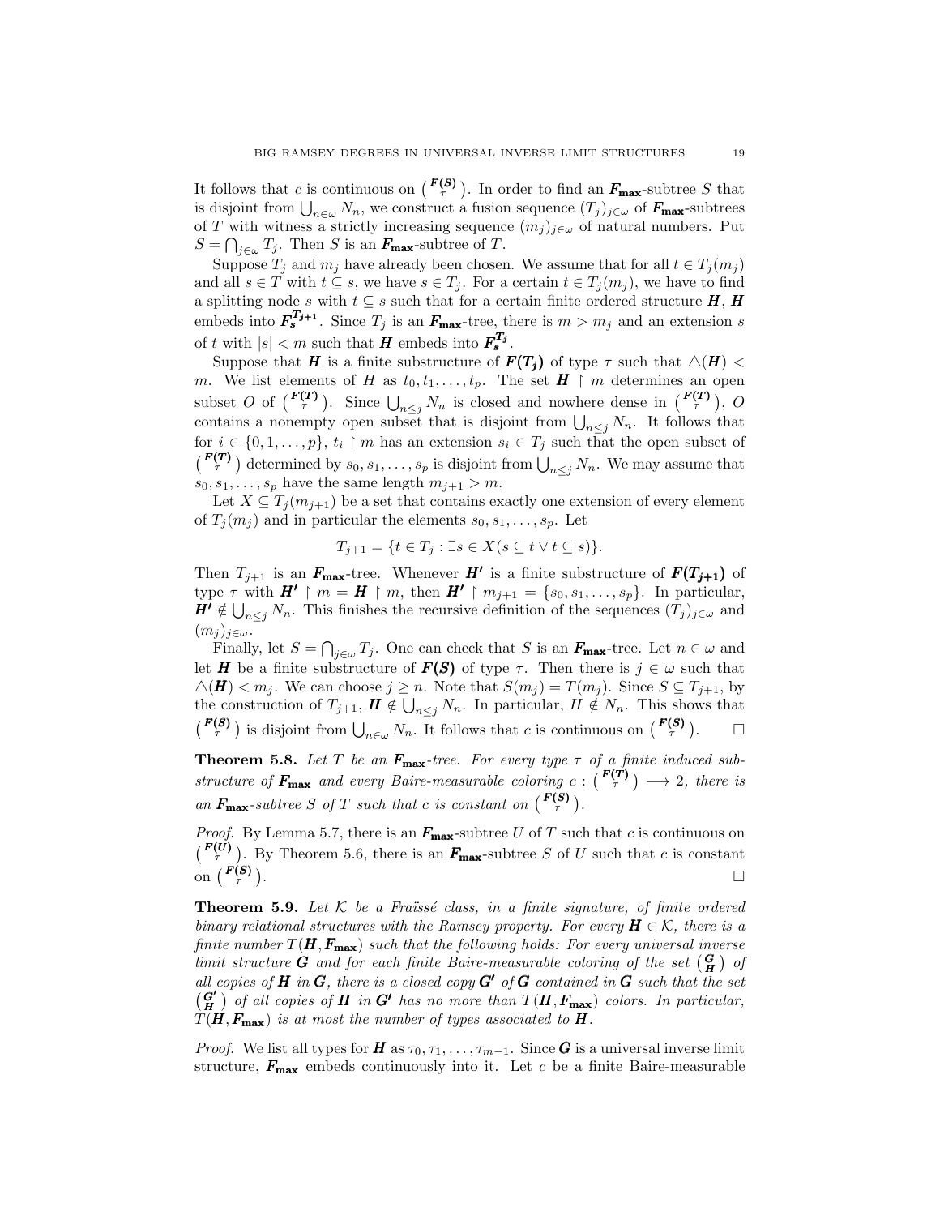It follows that $c$ is continuous on $\binom{\boldsymbol{F(S)}}{\tau}$. In order to find an $\boldsymbol{F_{\max}}$-subtree $S$ that is disjoint from $\bigcup_{n\in\omega} N_n$, we construct a fusion sequence $(T_j)_{j\in\omega}$ of $\boldsymbol{F_{\max}}$-subtrees of $T$ with witness a strictly increasing sequence $(m_j)_{j\in\omega}$ of natural numbers. Put $S = \bigcap_{j\in\omega} T_j$. Then $S$ is an $\boldsymbol{F_{\max}}$-subtree of $T$.

Suppose $T_j$ and $m_j$ have already been chosen. We assume that for all $t \in T_j(m_j)$ and all $s \in T$ with $t \subseteq s$, we have $s \in T_j$. For a certain $t \in T_j(m_j)$, we have to find a splitting node $s$ with $t \subseteq s$ such that for a certain finite ordered structure $\boldsymbol{H}$, $\boldsymbol{H}$ embeds into $\boldsymbol{F_s^{T_{j+1}}}$. Since $T_j$ is an $\boldsymbol{F_{\max}}$-tree, there is $m > m_j$ and an extension $s$ of $t$ with $|s| < m$ such that $\boldsymbol{H}$ embeds into $\boldsymbol{F_s^{T_j}}$.

Suppose that $\boldsymbol{H}$ is a finite substructure of $\boldsymbol{F(T_j)}$ of type $\tau$ such that $\triangle(\boldsymbol{H}) < m$. We list elements of $H$ as $t_0, t_1, \ldots, t_p$. The set $\boldsymbol{H} \upharpoonright m$ determines an open subset $O$ of $\binom{\boldsymbol{F(T)}}{\tau}$. Since $\bigcup_{n\leq j} N_n$ is closed and nowhere dense in $\binom{\boldsymbol{F(T)}}{\tau}$, $O$ contains a nonempty open subset that is disjoint from $\bigcup_{n\leq j} N_n$. It follows that for $i \in \{0, 1, \ldots, p\}$, $t_i \upharpoonright m$ has an extension $s_i \in T_j$ such that the open subset of $\binom{\boldsymbol{F(T)}}{\tau}$ determined by $s_0, s_1, \ldots, s_p$ is disjoint from $\bigcup_{n\leq j} N_n$. We may assume that $s_0, s_1, \ldots, s_p$ have the same length $m_{j+1} > m$.

Let $X \subseteq T_j(m_{j+1})$ be a set that contains exactly one extension of every element of $T_j(m_j)$ and in particular the elements $s_0, s_1, \ldots, s_p$. Let

$$T_{j+1} = \{t \in T_j : \exists s \in X (s \subseteq t \vee t \subseteq s)\}.$$

Then $T_{j+1}$ is an $\boldsymbol{F_{\max}}$-tree. Whenever $\boldsymbol{H'}$ is a finite substructure of $\boldsymbol{F(T_{j+1})}$ of type $\tau$ with $\boldsymbol{H'} \upharpoonright m = \boldsymbol{H} \upharpoonright m$, then $\boldsymbol{H'} \upharpoonright m_{j+1} = \{s_0, s_1, \ldots, s_p\}$. In particular, $\boldsymbol{H'} \notin \bigcup_{n\leq j} N_n$. This finishes the recursive definition of the sequences $(T_j)_{j\in\omega}$ and $(m_j)_{j\in\omega}$.

Finally, let $S = \bigcap_{j\in\omega} T_j$. One can check that $S$ is an $\boldsymbol{F_{\max}}$-tree. Let $n \in \omega$ and let $\boldsymbol{H}$ be a finite substructure of $\boldsymbol{F(S)}$ of type $\tau$. Then there is $j \in \omega$ such that $\triangle(\boldsymbol{H}) < m_j$. We can choose $j \geq n$. Note that $S(m_j) = T(m_j)$. Since $S \subseteq T_{j+1}$, by the construction of $T_{j+1}$, $\boldsymbol{H} \notin \bigcup_{n\leq j} N_n$. In particular, $H \notin N_n$. This shows that $\binom{\boldsymbol{F(S)}}{\tau}$ is disjoint from $\bigcup_{n\in\omega} N_n$. It follows that $c$ is continuous on $\binom{\boldsymbol{F(S)}}{\tau}$. $\square$

**Theorem 5.8.** *Let $T$ be an $\boldsymbol{F_{\max}}$-tree. For every type $\tau$ of a finite induced substructure of $\boldsymbol{F_{\max}}$ and every Baire-measurable coloring $c : \binom{\boldsymbol{F(T)}}{\tau} \longrightarrow 2$, there is an $\boldsymbol{F_{\max}}$-subtree $S$ of $T$ such that $c$ is constant on $\binom{\boldsymbol{F(S)}}{\tau}$.*

*Proof.* By Lemma 5.7, there is an $\boldsymbol{F_{\max}}$-subtree $U$ of $T$ such that $c$ is continuous on $\binom{\boldsymbol{F(U)}}{\tau}$. By Theorem 5.6, there is an $\boldsymbol{F_{\max}}$-subtree $S$ of $U$ such that $c$ is constant on $\binom{\boldsymbol{F(S)}}{\tau}$. $\square$

**Theorem 5.9.** *Let $\mathcal{K}$ be a Fraïssé class, in a finite signature, of finite ordered binary relational structures with the Ramsey property. For every $\boldsymbol{H} \in \mathcal{K}$, there is a finite number $T(\boldsymbol{H}, \boldsymbol{F_{\max}})$ such that the following holds: For every universal inverse limit structure $\boldsymbol{G}$ and for each finite Baire-measurable coloring of the set $\binom{\boldsymbol{G}}{\boldsymbol{H}}$ of all copies of $\boldsymbol{H}$ in $\boldsymbol{G}$, there is a closed copy $\boldsymbol{G'}$ of $\boldsymbol{G}$ contained in $\boldsymbol{G}$ such that the set $\binom{\boldsymbol{G'}}{\boldsymbol{H}}$ of all copies of $\boldsymbol{H}$ in $\boldsymbol{G'}$ has no more than $T(\boldsymbol{H}, \boldsymbol{F_{\max}})$ colors. In particular, $T(\boldsymbol{H}, \boldsymbol{F_{\max}})$ is at most the number of types associated to $\boldsymbol{H}$.*

*Proof.* We list all types for $\boldsymbol{H}$ as $\tau_0, \tau_1, \ldots, \tau_{m-1}$. Since $\boldsymbol{G}$ is a universal inverse limit structure, $\boldsymbol{F_{\max}}$ embeds continuously into it. Let $c$ be a finite Baire-measurable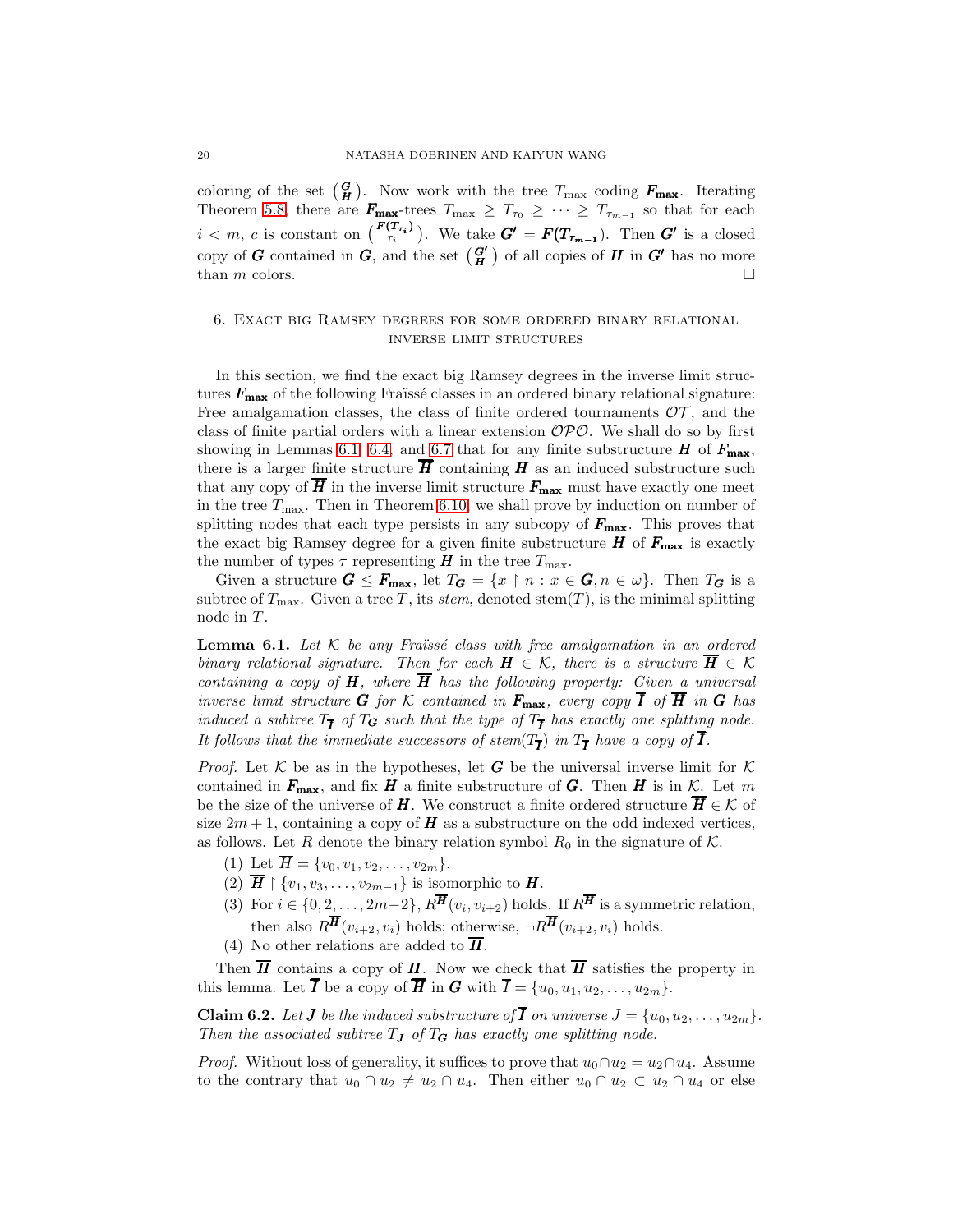coloring of the set $\binom{\boldsymbol{G}}{\boldsymbol{H}}$. Now work with the tree $T_{\max}$ coding $\boldsymbol{F_{\max}}$. Iterating Theorem 5.8, there are $\boldsymbol{F_{\max}}$-trees $T_{\max} \geq T_{\tau_0} \geq \cdots \geq T_{\tau_{m-1}}$ so that for each $i < m$, $c$ is constant on $\binom{\boldsymbol{F(T_{\tau_i})}}{\tau_i}$. We take $\boldsymbol{G'} = \boldsymbol{F(T_{\tau_{m-1}})}$. Then $\boldsymbol{G'}$ is a closed copy of $\boldsymbol{G}$ contained in $\boldsymbol{G}$, and the set $\binom{\boldsymbol{G'}}{\boldsymbol{H}}$ of all copies of $\boldsymbol{H}$ in $\boldsymbol{G'}$ has no more than $m$ colors. □

## 6. Exact big Ramsey degrees for some ordered binary relational inverse limit structures

In this section, we find the exact big Ramsey degrees in the inverse limit structures $\boldsymbol{F_{\max}}$ of the following Fraïssé classes in an ordered binary relational signature: Free amalgamation classes, the class of finite ordered tournaments $\mathcal{OT}$, and the class of finite partial orders with a linear extension $\mathcal{OPO}$. We shall do so by first showing in Lemmas 6.1, 6.4, and 6.7 that for any finite substructure $\boldsymbol{H}$ of $\boldsymbol{F_{\max}}$, there is a larger finite structure $\overline{\boldsymbol{H}}$ containing $\boldsymbol{H}$ as an induced substructure such that any copy of $\overline{\boldsymbol{H}}$ in the inverse limit structure $\boldsymbol{F_{\max}}$ must have exactly one meet in the tree $T_{\max}$. Then in Theorem 6.10, we shall prove by induction on number of splitting nodes that each type persists in any subcopy of $\boldsymbol{F_{\max}}$. This proves that the exact big Ramsey degree for a given finite substructure $\boldsymbol{H}$ of $\boldsymbol{F_{\max}}$ is exactly the number of types $\tau$ representing $\boldsymbol{H}$ in the tree $T_{\max}$.

Given a structure $\boldsymbol{G} \leq \boldsymbol{F_{\max}}$, let $T_{\boldsymbol{G}} = \{x \upharpoonright n : x \in \boldsymbol{G}, n \in \omega\}$. Then $T_{\boldsymbol{G}}$ is a subtree of $T_{\max}$. Given a tree $T$, its *stem*, denoted $\mathrm{stem}(T)$, is the minimal splitting node in $T$.

**Lemma 6.1.** *Let $\mathcal{K}$ be any Fraïssé class with free amalgamation in an ordered binary relational signature. Then for each $\boldsymbol{H} \in \mathcal{K}$, there is a structure $\overline{\boldsymbol{H}} \in \mathcal{K}$ containing a copy of $\boldsymbol{H}$, where $\overline{\boldsymbol{H}}$ has the following property: Given a universal inverse limit structure $\boldsymbol{G}$ for $\mathcal{K}$ contained in $\boldsymbol{F_{\max}}$, every copy $\overline{\boldsymbol{I}}$ of $\overline{\boldsymbol{H}}$ in $\boldsymbol{G}$ has induced a subtree $T_{\overline{\boldsymbol{I}}}$ of $T_{\boldsymbol{G}}$ such that the type of $T_{\overline{\boldsymbol{I}}}$ has exactly one splitting node. It follows that the immediate successors of $\mathrm{stem}(T_{\overline{\boldsymbol{I}}})$ in $T_{\overline{\boldsymbol{I}}}$ have a copy of $\overline{\boldsymbol{I}}$.*

*Proof.* Let $\mathcal{K}$ be as in the hypotheses, let $\boldsymbol{G}$ be the universal inverse limit for $\mathcal{K}$ contained in $\boldsymbol{F_{\max}}$, and fix $\boldsymbol{H}$ a finite substructure of $\boldsymbol{G}$. Then $\boldsymbol{H}$ is in $\mathcal{K}$. Let $m$ be the size of the universe of $\boldsymbol{H}$. We construct a finite ordered structure $\overline{\boldsymbol{H}} \in \mathcal{K}$ of size $2m+1$, containing a copy of $\boldsymbol{H}$ as a substructure on the odd indexed vertices, as follows. Let $R$ denote the binary relation symbol $R_0$ in the signature of $\mathcal{K}$.

1. Let $\overline{H} = \{v_0, v_1, v_2, \ldots, v_{2m}\}$.
2. $\overline{\boldsymbol{H}} \upharpoonright \{v_1, v_3, \ldots, v_{2m-1}\}$ is isomorphic to $\boldsymbol{H}$.
3. For $i \in \{0, 2, \ldots, 2m-2\}$, $R^{\overline{\boldsymbol{H}}}(v_i, v_{i+2})$ holds. If $R^{\overline{\boldsymbol{H}}}$ is a symmetric relation, then also $R^{\overline{\boldsymbol{H}}}(v_{i+2}, v_i)$ holds; otherwise, $\neg R^{\overline{\boldsymbol{H}}}(v_{i+2}, v_i)$ holds.
4. No other relations are added to $\overline{\boldsymbol{H}}$.

Then $\overline{\boldsymbol{H}}$ contains a copy of $\boldsymbol{H}$. Now we check that $\overline{\boldsymbol{H}}$ satisfies the property in this lemma. Let $\overline{\boldsymbol{I}}$ be a copy of $\overline{\boldsymbol{H}}$ in $\boldsymbol{G}$ with $\overline{I} = \{u_0, u_1, u_2, \ldots, u_{2m}\}$.

**Claim 6.2.** *Let $\boldsymbol{J}$ be the induced substructure of $\overline{\boldsymbol{I}}$ on universe $J = \{u_0, u_2, \ldots, u_{2m}\}$. Then the associated subtree $T_{\boldsymbol{J}}$ of $T_{\boldsymbol{G}}$ has exactly one splitting node.*

*Proof.* Without loss of generality, it suffices to prove that $u_0 \cap u_2 = u_2 \cap u_4$. Assume to the contrary that $u_0 \cap u_2 \neq u_2 \cap u_4$. Then either $u_0 \cap u_2 \subset u_2 \cap u_4$ or else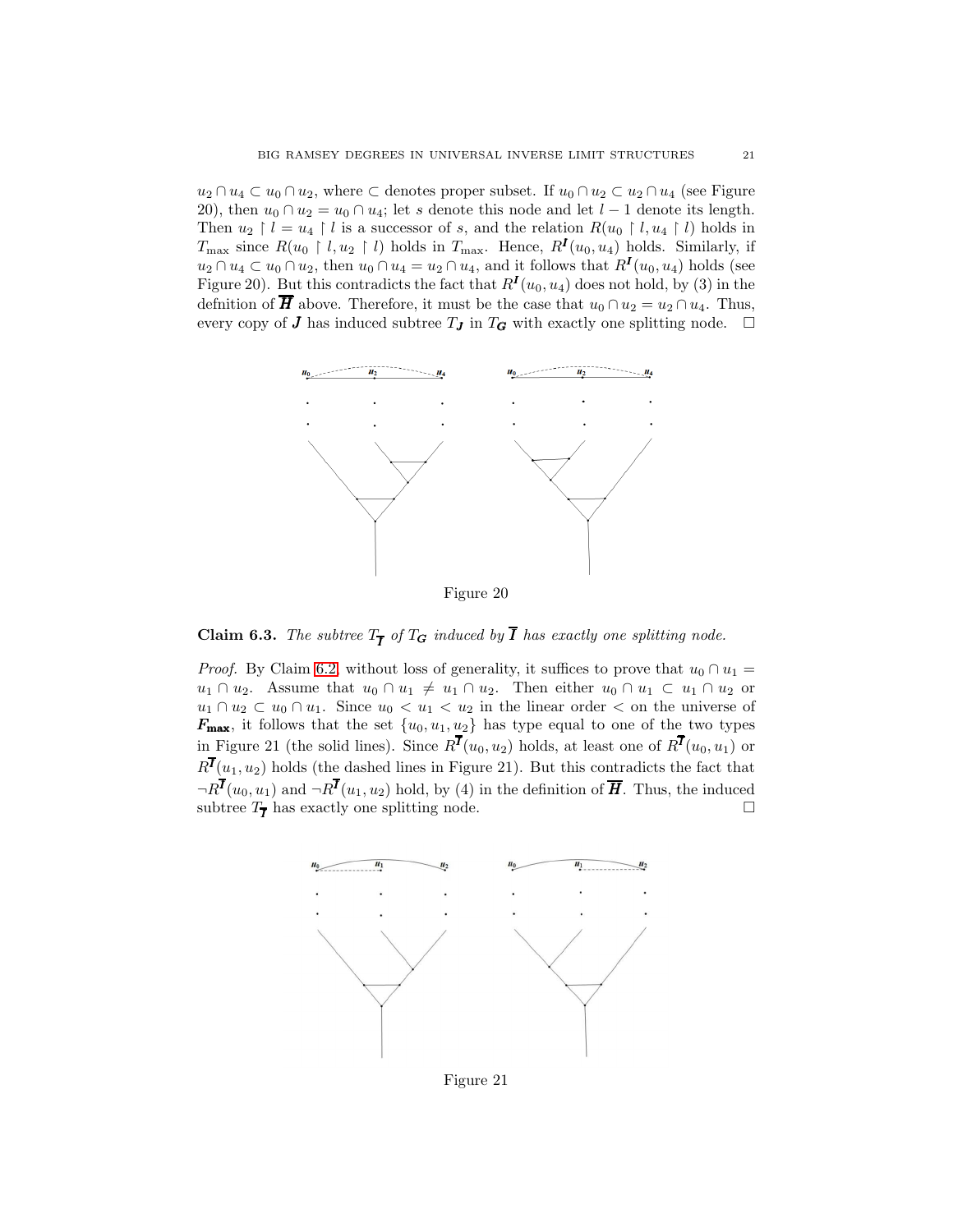$u_2 \cap u_4 \subset u_0 \cap u_2$, where $\subset$ denotes proper subset. If $u_0 \cap u_2 \subset u_2 \cap u_4$ (see Figure 20), then $u_0 \cap u_2 = u_0 \cap u_4$; let $s$ denote this node and let $l-1$ denote its length. Then $u_2 \restriction l = u_4 \restriction l$ is a successor of $s$, and the relation $R(u_0 \restriction l, u_4 \restriction l)$ holds in $T_{\max}$ since $R(u_0 \restriction l, u_2 \restriction l)$ holds in $T_{\max}$. Hence, $R^{\boldsymbol{I}}(u_0, u_4)$ holds. Similarly, if $u_2 \cap u_4 \subset u_0 \cap u_2$, then $u_0 \cap u_4 = u_2 \cap u_4$, and it follows that $R^{\boldsymbol{I}}(u_0, u_4)$ holds (see Figure 20). But this contradicts the fact that $R^{\boldsymbol{I}}(u_0, u_4)$ does not hold, by (3) in the defnition of $\overline{\boldsymbol{H}}$ above. Therefore, it must be the case that $u_0 \cap u_2 = u_2 \cap u_4$. Thus, every copy of $\boldsymbol{J}$ has induced subtree $T_{\boldsymbol{J}}$ in $T_{\boldsymbol{G}}$ with exactly one splitting node. $\square$

Figure 20

**Claim 6.3.** *The subtree $T_{\overline{\boldsymbol{I}}}$ of $T_{\boldsymbol{G}}$ induced by $\overline{\boldsymbol{I}}$ has exactly one splitting node.*

*Proof.* By Claim 6.2, without loss of generality, it suffices to prove that $u_0 \cap u_1 = u_1 \cap u_2$. Assume that $u_0 \cap u_1 \neq u_1 \cap u_2$. Then either $u_0 \cap u_1 \subset u_1 \cap u_2$ or $u_1 \cap u_2 \subset u_0 \cap u_1$. Since $u_0 < u_1 < u_2$ in the linear order $<$ on the universe of $\boldsymbol{F_{\max}}$, it follows that the set $\{u_0, u_1, u_2\}$ has type equal to one of the two types in Figure 21 (the solid lines). Since $R^{\overline{\boldsymbol{I}}}(u_0, u_2)$ holds, at least one of $R^{\overline{\boldsymbol{I}}}(u_0, u_1)$ or $R^{\overline{\boldsymbol{I}}}(u_1, u_2)$ holds (the dashed lines in Figure 21). But this contradicts the fact that $\neg R^{\overline{\boldsymbol{I}}}(u_0, u_1)$ and $\neg R^{\overline{\boldsymbol{I}}}(u_1, u_2)$ hold, by (4) in the definition of $\overline{\boldsymbol{H}}$. Thus, the induced subtree $T_{\overline{\boldsymbol{I}}}$ has exactly one splitting node. $\square$

Figure 21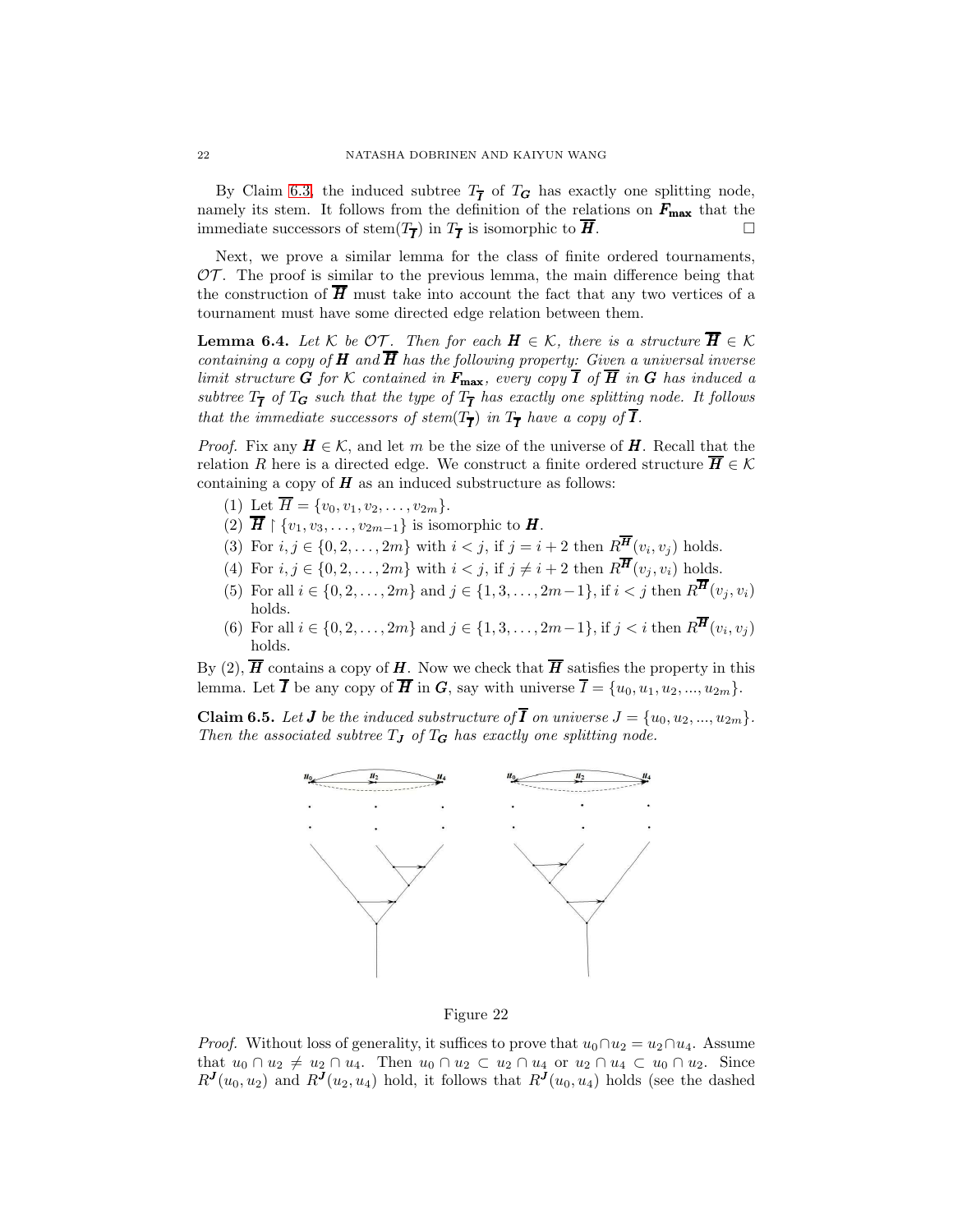By Claim 6.3, the induced subtree $T_{\overline{\boldsymbol{I}}}$ of $T_{\boldsymbol{G}}$ has exactly one splitting node, namely its stem. It follows from the definition of the relations on $\boldsymbol{F_{\max}}$ that the immediate successors of stem($T_{\overline{\boldsymbol{I}}}$) in $T_{\overline{\boldsymbol{I}}}$ is isomorphic to $\overline{\boldsymbol{H}}$. □

Next, we prove a similar lemma for the class of finite ordered tournaments, $\mathcal{OT}$. The proof is similar to the previous lemma, the main difference being that the construction of $\overline{\boldsymbol{H}}$ must take into account the fact that any two vertices of a tournament must have some directed edge relation between them.

**Lemma 6.4.** *Let $\mathcal{K}$ be $\mathcal{OT}$. Then for each $\boldsymbol{H} \in \mathcal{K}$, there is a structure $\overline{\boldsymbol{H}} \in \mathcal{K}$ containing a copy of $\boldsymbol{H}$ and $\overline{\boldsymbol{H}}$ has the following property: Given a universal inverse limit structure $\boldsymbol{G}$ for $\mathcal{K}$ contained in $\boldsymbol{F_{\max}}$, every copy $\overline{\boldsymbol{I}}$ of $\overline{\boldsymbol{H}}$ in $\boldsymbol{G}$ has induced a subtree $T_{\overline{\boldsymbol{I}}}$ of $T_{\boldsymbol{G}}$ such that the type of $T_{\overline{\boldsymbol{I}}}$ has exactly one splitting node. It follows that the immediate successors of stem($T_{\overline{\boldsymbol{I}}}$) in $T_{\overline{\boldsymbol{I}}}$ have a copy of $\overline{\boldsymbol{I}}$.*

*Proof.* Fix any $\boldsymbol{H} \in \mathcal{K}$, and let $m$ be the size of the universe of $\boldsymbol{H}$. Recall that the relation $R$ here is a directed edge. We construct a finite ordered structure $\overline{\boldsymbol{H}} \in \mathcal{K}$ containing a copy of $\boldsymbol{H}$ as an induced substructure as follows:

1. Let $\overline{H} = \{v_0, v_1, v_2, \dots, v_{2m}\}$.
2. $\overline{\boldsymbol{H}} \upharpoonright \{v_1, v_3, \dots, v_{2m-1}\}$ is isomorphic to $\boldsymbol{H}$.
3. For $i, j \in \{0, 2, \dots, 2m\}$ with $i < j$, if $j = i + 2$ then $R^{\overline{\boldsymbol{H}}}(v_i, v_j)$ holds.
4. For $i, j \in \{0, 2, \dots, 2m\}$ with $i < j$, if $j \neq i + 2$ then $R^{\overline{\boldsymbol{H}}}(v_j, v_i)$ holds.
5. For all $i \in \{0, 2, \dots, 2m\}$ and $j \in \{1, 3, \dots, 2m-1\}$, if $i < j$ then $R^{\overline{\boldsymbol{H}}}(v_j, v_i)$ holds.
6. For all $i \in \{0, 2, \dots, 2m\}$ and $j \in \{1, 3, \dots, 2m-1\}$, if $j < i$ then $R^{\overline{\boldsymbol{H}}}(v_i, v_j)$ holds.

By (2), $\overline{\boldsymbol{H}}$ contains a copy of $\boldsymbol{H}$. Now we check that $\overline{\boldsymbol{H}}$ satisfies the property in this lemma. Let $\overline{\boldsymbol{I}}$ be any copy of $\overline{\boldsymbol{H}}$ in $\boldsymbol{G}$, say with universe $\overline{I} = \{u_0, u_1, u_2, ..., u_{2m}\}$.

**Claim 6.5.** *Let $\boldsymbol{J}$ be the induced substructure of $\overline{\boldsymbol{I}}$ on universe $J = \{u_0, u_2, ..., u_{2m}\}$. Then the associated subtree $T_{\boldsymbol{J}}$ of $T_{\boldsymbol{G}}$ has exactly one splitting node.*

Figure 22

*Proof.* Without loss of generality, it suffices to prove that $u_0 \cap u_2 = u_2 \cap u_4$. Assume that $u_0 \cap u_2 \neq u_2 \cap u_4$. Then $u_0 \cap u_2 \subset u_2 \cap u_4$ or $u_2 \cap u_4 \subset u_0 \cap u_2$. Since $R^{\boldsymbol{J}}(u_0, u_2)$ and $R^{\boldsymbol{J}}(u_2, u_4)$ hold, it follows that $R^{\boldsymbol{J}}(u_0, u_4)$ holds (see the dashed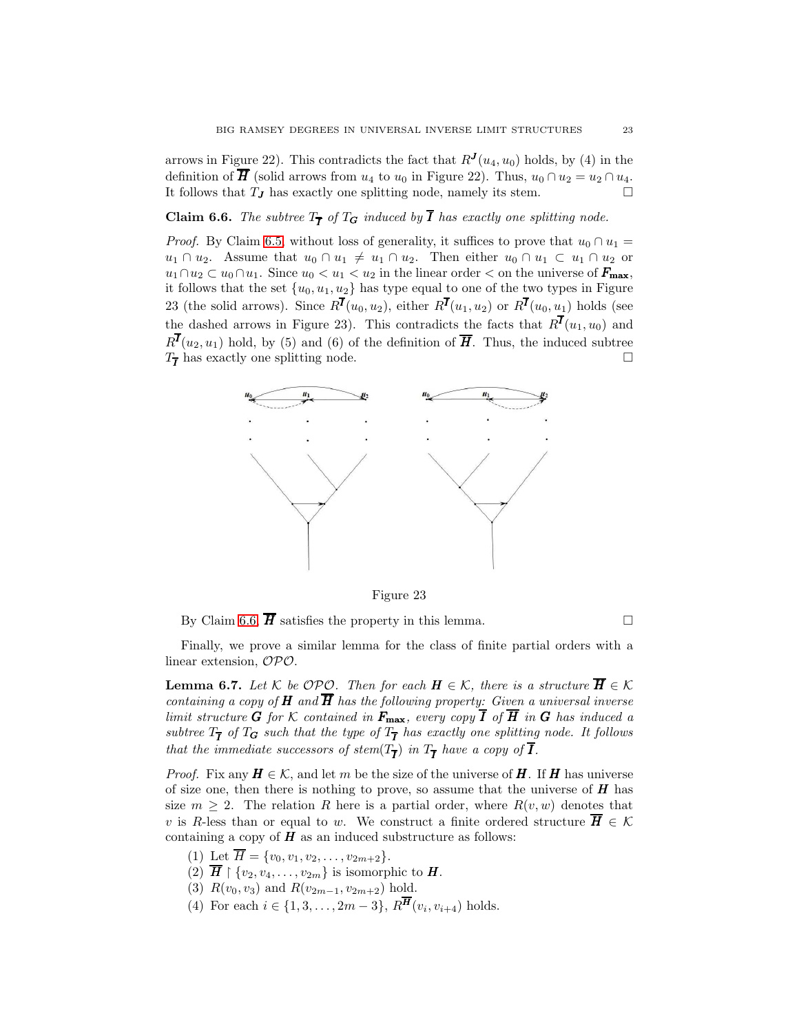arrows in Figure 22). This contradicts the fact that $R^{\boldsymbol{J}}(u_4, u_0)$ holds, by (4) in the definition of $\overline{\boldsymbol{H}}$ (solid arrows from $u_4$ to $u_0$ in Figure 22). Thus, $u_0 \cap u_2 = u_2 \cap u_4$. It follows that $T_{\boldsymbol{J}}$ has exactly one splitting node, namely its stem. □

**Claim 6.6.** *The subtree $T_{\overline{\boldsymbol{I}}}$ of $T_{\boldsymbol{G}}$ induced by $\overline{\boldsymbol{I}}$ has exactly one splitting node.*

*Proof.* By Claim 6.5, without loss of generality, it suffices to prove that $u_0 \cap u_1 = u_1 \cap u_2$. Assume that $u_0 \cap u_1 \neq u_1 \cap u_2$. Then either $u_0 \cap u_1 \subset u_1 \cap u_2$ or $u_1 \cap u_2 \subset u_0 \cap u_1$. Since $u_0 < u_1 < u_2$ in the linear order $<$ on the universe of $\boldsymbol{F_{\max}}$, it follows that the set $\{u_0, u_1, u_2\}$ has type equal to one of the two types in Figure 23 (the solid arrows). Since $R^{\overline{\boldsymbol{I}}}(u_0, u_2)$, either $R^{\overline{\boldsymbol{I}}}(u_1, u_2)$ or $R^{\overline{\boldsymbol{I}}}(u_0, u_1)$ holds (see the dashed arrows in Figure 23). This contradicts the facts that $R^{\overline{\boldsymbol{I}}}(u_1, u_0)$ and $R^{\overline{\boldsymbol{I}}}(u_2, u_1)$ hold, by (5) and (6) of the definition of $\overline{\boldsymbol{H}}$. Thus, the induced subtree $T_{\overline{\boldsymbol{I}}}$ has exactly one splitting node. □

Figure 23

By Claim 6.6, $\overline{\boldsymbol{H}}$ satisfies the property in this lemma. □

Finally, we prove a similar lemma for the class of finite partial orders with a linear extension, $\mathcal{OPO}$.

**Lemma 6.7.** *Let $\mathcal{K}$ be $\mathcal{OPO}$. Then for each $\boldsymbol{H} \in \mathcal{K}$, there is a structure $\overline{\boldsymbol{H}} \in \mathcal{K}$ containing a copy of $\boldsymbol{H}$ and $\overline{\boldsymbol{H}}$ has the following property: Given a universal inverse limit structure $\boldsymbol{G}$ for $\mathcal{K}$ contained in $\boldsymbol{F_{\max}}$, every copy $\overline{\boldsymbol{I}}$ of $\overline{\boldsymbol{H}}$ in $\boldsymbol{G}$ has induced a subtree $T_{\overline{\boldsymbol{I}}}$ of $T_{\boldsymbol{G}}$ such that the type of $T_{\overline{\boldsymbol{I}}}$ has exactly one splitting node. It follows that the immediate successors of stem$(T_{\overline{\boldsymbol{I}}})$ in $T_{\overline{\boldsymbol{I}}}$ have a copy of $\overline{\boldsymbol{I}}$.*

*Proof.* Fix any $\boldsymbol{H} \in \mathcal{K}$, and let $m$ be the size of the universe of $\boldsymbol{H}$. If $\boldsymbol{H}$ has universe of size one, then there is nothing to prove, so assume that the universe of $\boldsymbol{H}$ has size $m \geq 2$. The relation $R$ here is a partial order, where $R(v, w)$ denotes that $v$ is $R$-less than or equal to $w$. We construct a finite ordered structure $\overline{\boldsymbol{H}} \in \mathcal{K}$ containing a copy of $\boldsymbol{H}$ as an induced substructure as follows:

1. Let $\overline{H} = \{v_0, v_1, v_2, \ldots, v_{2m+2}\}$.
2. $\overline{\boldsymbol{H}} \restriction \{v_2, v_4, \ldots, v_{2m}\}$ is isomorphic to $\boldsymbol{H}$.
3. $R(v_0, v_3)$ and $R(v_{2m-1}, v_{2m+2})$ hold.
4. For each $i \in \{1, 3, \ldots, 2m-3\}$, $R^{\overline{\boldsymbol{H}}}(v_i, v_{i+4})$ holds.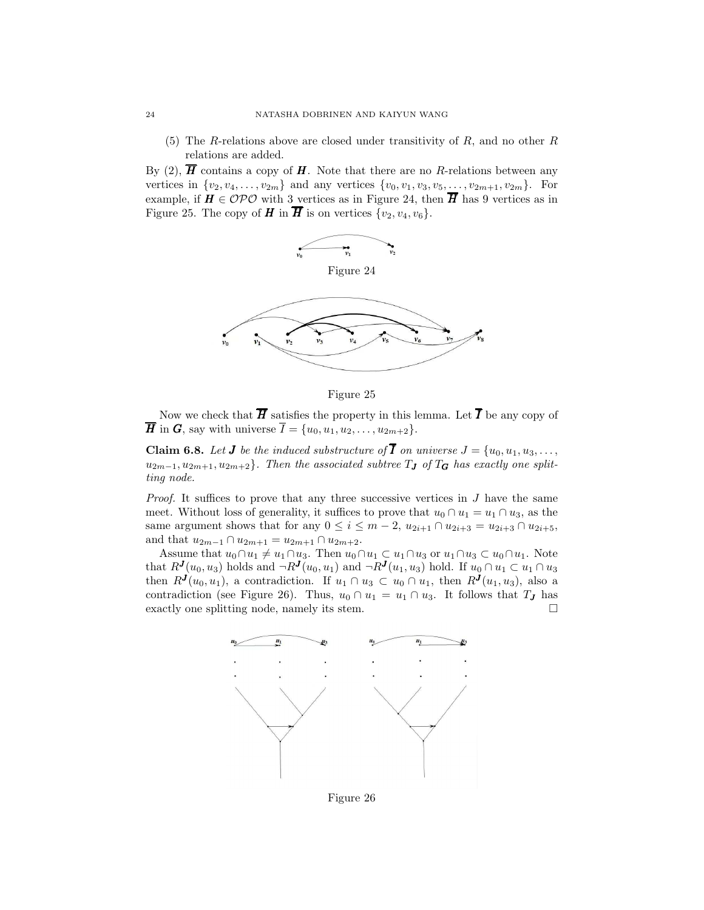(5) The $R$-relations above are closed under transitivity of $R$, and no other $R$ relations are added.

By (2), $\overline{\boldsymbol{H}}$ contains a copy of $\boldsymbol{H}$. Note that there are no $R$-relations between any vertices in $\{v_2, v_4, \ldots, v_{2m}\}$ and any vertices $\{v_0, v_1, v_3, v_5, \ldots, v_{2m+1}, v_{2m}\}$. For example, if $\boldsymbol{H} \in \mathcal{OPO}$ with 3 vertices as in Figure 24, then $\overline{\boldsymbol{H}}$ has 9 vertices as in Figure 25. The copy of $\boldsymbol{H}$ in $\overline{\boldsymbol{H}}$ is on vertices $\{v_2, v_4, v_6\}$.

Figure 24

Figure 25

Now we check that $\overline{\boldsymbol{H}}$ satisfies the property in this lemma. Let $\overline{\boldsymbol{I}}$ be any copy of $\overline{\boldsymbol{H}}$ in $\boldsymbol{G}$, say with universe $\overline{I} = \{u_0, u_1, u_2, \ldots, u_{2m+2}\}$.

**Claim 6.8.** *Let $\boldsymbol{J}$ be the induced substructure of $\overline{\boldsymbol{I}}$ on universe $J = \{u_0, u_1, u_3, \ldots, u_{2m-1}, u_{2m+1}, u_{2m+2}\}$. Then the associated subtree $T_{\boldsymbol{J}}$ of $T_{\boldsymbol{G}}$ has exactly one splitting node.*

*Proof.* It suffices to prove that any three successive vertices in $J$ have the same meet. Without loss of generality, it suffices to prove that $u_0 \cap u_1 = u_1 \cap u_3$, as the same argument shows that for any $0 \leq i \leq m-2$, $u_{2i+1} \cap u_{2i+3} = u_{2i+3} \cap u_{2i+5}$, and that $u_{2m-1} \cap u_{2m+1} = u_{2m+1} \cap u_{2m+2}$.

Assume that $u_0 \cap u_1 \neq u_1 \cap u_3$. Then $u_0 \cap u_1 \subset u_1 \cap u_3$ or $u_1 \cap u_3 \subset u_0 \cap u_1$. Note that $R^{\boldsymbol{J}}(u_0, u_3)$ holds and $\neg R^{\boldsymbol{J}}(u_0, u_1)$ and $\neg R^{\boldsymbol{J}}(u_1, u_3)$ hold. If $u_0 \cap u_1 \subset u_1 \cap u_3$ then $R^{\boldsymbol{J}}(u_0, u_1)$, a contradiction. If $u_1 \cap u_3 \subset u_0 \cap u_1$, then $R^{\boldsymbol{J}}(u_1, u_3)$, also a contradiction (see Figure 26). Thus, $u_0 \cap u_1 = u_1 \cap u_3$. It follows that $T_{\boldsymbol{J}}$ has exactly one splitting node, namely its stem. $\square$

Figure 26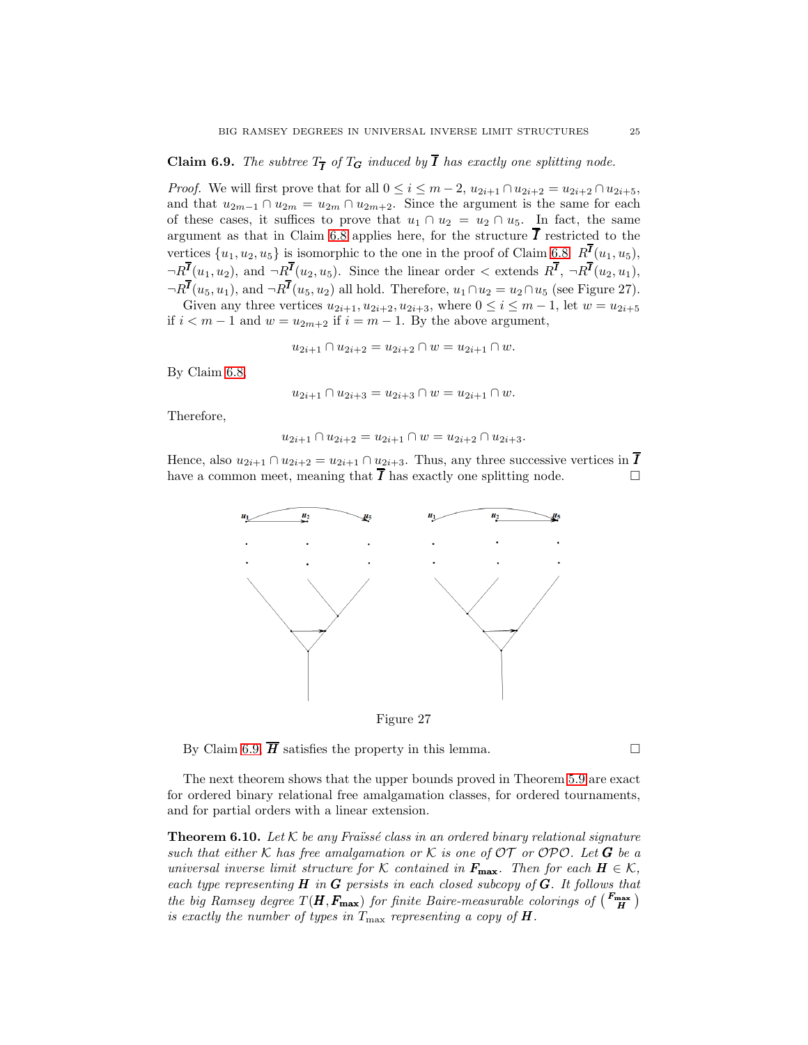**Claim 6.9.** *The subtree $T_{\overline{\boldsymbol{I}}}$ of $T_{\boldsymbol{G}}$ induced by $\overline{\boldsymbol{I}}$ has exactly one splitting node.*

*Proof.* We will first prove that for all $0 \le i \le m-2$, $u_{2i+1} \cap u_{2i+2} = u_{2i+2} \cap u_{2i+5}$, and that $u_{2m-1} \cap u_{2m} = u_{2m} \cap u_{2m+2}$. Since the argument is the same for each of these cases, it suffices to prove that $u_1 \cap u_2 = u_2 \cap u_5$. In fact, the same argument as that in Claim 6.8 applies here, for the structure $\overline{\boldsymbol{I}}$ restricted to the vertices $\{u_1, u_2, u_5\}$ is isomorphic to the one in the proof of Claim 6.8: $R^{\overline{\boldsymbol{I}}}(u_1, u_5)$, $\neg R^{\overline{\boldsymbol{I}}}(u_1, u_2)$, and $\neg R^{\overline{\boldsymbol{I}}}(u_2, u_5)$. Since the linear order $<$ extends $R^{\overline{\boldsymbol{I}}}$, $\neg R^{\overline{\boldsymbol{I}}}(u_2, u_1)$, $\neg R^{\overline{\boldsymbol{I}}}(u_5, u_1)$, and $\neg R^{\overline{\boldsymbol{I}}}(u_5, u_2)$ all hold. Therefore, $u_1 \cap u_2 = u_2 \cap u_5$ (see Figure 27).

Given any three vertices $u_{2i+1}, u_{2i+2}, u_{2i+3}$, where $0 \le i \le m-1$, let $w = u_{2i+5}$ if $i < m-1$ and $w = u_{2m+2}$ if $i = m-1$. By the above argument,

$$u_{2i+1} \cap u_{2i+2} = u_{2i+2} \cap w = u_{2i+1} \cap w.$$

By Claim 6.8,

$$u_{2i+1} \cap u_{2i+3} = u_{2i+3} \cap w = u_{2i+1} \cap w.$$

Therefore,

$$u_{2i+1} \cap u_{2i+2} = u_{2i+1} \cap w = u_{2i+2} \cap u_{2i+3}.$$

Hence, also $u_{2i+1} \cap u_{2i+2} = u_{2i+1} \cap u_{2i+3}$. Thus, any three successive vertices in $\overline{\boldsymbol{I}}$ have a common meet, meaning that $\overline{\boldsymbol{I}}$ has exactly one splitting node. $\square$

Figure 27

By Claim 6.9, $\overline{\boldsymbol{H}}$ satisfies the property in this lemma. $\square$

The next theorem shows that the upper bounds proved in Theorem 5.9 are exact for ordered binary relational free amalgamation classes, for ordered tournaments, and for partial orders with a linear extension.

**Theorem 6.10.** *Let $\mathcal{K}$ be any Fraïssé class in an ordered binary relational signature such that either $\mathcal{K}$ has free amalgamation or $\mathcal{K}$ is one of $\mathcal{OT}$ or $\mathcal{OPO}$. Let $\boldsymbol{G}$ be a universal inverse limit structure for $\mathcal{K}$ contained in $\boldsymbol{F}_{\mathbf{max}}$. Then for each $\boldsymbol{H} \in \mathcal{K}$, each type representing $\boldsymbol{H}$ in $\boldsymbol{G}$ persists in each closed subcopy of $\boldsymbol{G}$. It follows that the big Ramsey degree $T(\boldsymbol{H}, \boldsymbol{F}_{\mathbf{max}})$ for finite Baire-measurable colorings of $\binom{\boldsymbol{F}_{\mathbf{max}}}{\boldsymbol{H}}$ is exactly the number of types in $T_{\max}$ representing a copy of $\boldsymbol{H}$.*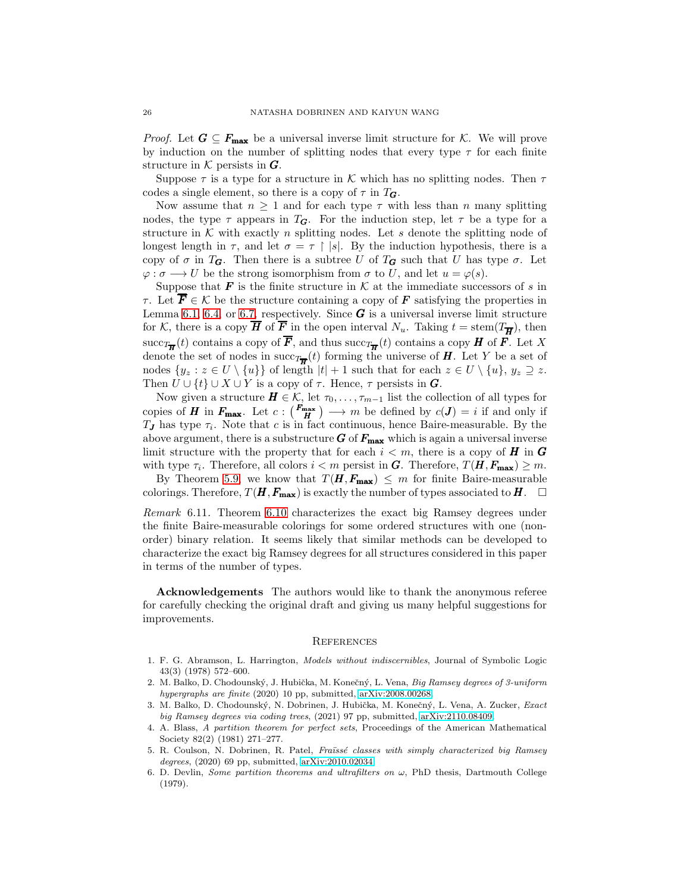*Proof.* Let $\boldsymbol{G} \subseteq \boldsymbol{F_{\max}}$ be a universal inverse limit structure for $\mathcal{K}$. We will prove by induction on the number of splitting nodes that every type $\tau$ for each finite structure in $\mathcal{K}$ persists in $\boldsymbol{G}$.

Suppose $\tau$ is a type for a structure in $\mathcal{K}$ which has no splitting nodes. Then $\tau$ codes a single element, so there is a copy of $\tau$ in $T_{\boldsymbol{G}}$.

Now assume that $n \geq 1$ and for each type $\tau$ with less than $n$ many splitting nodes, the type $\tau$ appears in $T_{\boldsymbol{G}}$. For the induction step, let $\tau$ be a type for a structure in $\mathcal{K}$ with exactly $n$ splitting nodes. Let $s$ denote the splitting node of longest length in $\tau$, and let $\sigma = \tau \restriction |s|$. By the induction hypothesis, there is a copy of $\sigma$ in $T_{\boldsymbol{G}}$. Then there is a subtree $U$ of $T_{\boldsymbol{G}}$ such that $U$ has type $\sigma$. Let $\varphi : \sigma \longrightarrow U$ be the strong isomorphism from $\sigma$ to $U$, and let $u = \varphi(s)$.

Suppose that $\boldsymbol{F}$ is the finite structure in $\mathcal{K}$ at the immediate successors of $s$ in $\tau$. Let $\overline{\boldsymbol{F}} \in \mathcal{K}$ be the structure containing a copy of $\boldsymbol{F}$ satisfying the properties in Lemma 6.1, 6.4, or 6.7, respectively. Since $\boldsymbol{G}$ is a universal inverse limit structure for $\mathcal{K}$, there is a copy $\overline{\boldsymbol{H}}$ of $\overline{\boldsymbol{F}}$ in the open interval $N_u$. Taking $t = \mathrm{stem}(T_{\overline{\boldsymbol{H}}})$, then $\mathrm{succ}_{T_{\overline{\boldsymbol{H}}}}(t)$ contains a copy of $\overline{\boldsymbol{F}}$, and thus $\mathrm{succ}_{T_{\overline{\boldsymbol{H}}}}(t)$ contains a copy $\boldsymbol{H}$ of $\boldsymbol{F}$. Let $X$ denote the set of nodes in $\mathrm{succ}_{T_{\overline{\boldsymbol{H}}}}(t)$ forming the universe of $\boldsymbol{H}$. Let $Y$ be a set of nodes $\{y_z : z \in U \setminus \{u\}\}$ of length $|t| + 1$ such that for each $z \in U \setminus \{u\}$, $y_z \supseteq z$. Then $U \cup \{t\} \cup X \cup Y$ is a copy of $\tau$. Hence, $\tau$ persists in $\boldsymbol{G}$.

Now given a structure $\boldsymbol{H} \in \mathcal{K}$, let $\tau_0, \ldots, \tau_{m-1}$ list the collection of all types for copies of $\boldsymbol{H}$ in $\boldsymbol{F_{\max}}$. Let $c : \binom{\boldsymbol{F_{\max}}}{\boldsymbol{H}} \longrightarrow m$ be defined by $c(\boldsymbol{J}) = i$ if and only if $T_{\boldsymbol{J}}$ has type $\tau_i$. Note that $c$ is in fact continuous, hence Baire-measurable. By the above argument, there is a substructure $\boldsymbol{G}$ of $\boldsymbol{F_{\max}}$ which is again a universal inverse limit structure with the property that for each $i < m$, there is a copy of $\boldsymbol{H}$ in $\boldsymbol{G}$ with type $\tau_i$. Therefore, all colors $i < m$ persist in $\boldsymbol{G}$. Therefore, $T(\boldsymbol{H}, \boldsymbol{F_{\max}}) \geq m$.

By Theorem 5.9, we know that $T(\boldsymbol{H}, \boldsymbol{F_{\max}}) \leq m$ for finite Baire-measurable colorings. Therefore, $T(\boldsymbol{H}, \boldsymbol{F_{\max}})$ is exactly the number of types associated to $\boldsymbol{H}$. $\square$

*Remark* 6.11. Theorem 6.10 characterizes the exact big Ramsey degrees under the finite Baire-measurable colorings for some ordered structures with one (non-order) binary relation. It seems likely that similar methods can be developed to characterize the exact big Ramsey degrees for all structures considered in this paper in terms of the number of types.

**Acknowledgements** The authors would like to thank the anonymous referee for carefully checking the original draft and giving us many helpful suggestions for improvements.

## References

1. F. G. Abramson, L. Harrington, *Models without indiscernibles*, Journal of Symbolic Logic 43(3) (1978) 572–600.
2. M. Balko, D. Chodounský, J. Hubička, M. Konečný, L. Vena, *Big Ramsey degrees of 3-uniform hypergraphs are finite* (2020) 10 pp, submitted, arXiv:2008.00268.
3. M. Balko, D. Chodounský, N. Dobrinen, J. Hubička, M. Konečný, L. Vena, A. Zucker, *Exact big Ramsey degrees via coding trees*, (2021) 97 pp, submitted, arXiv:2110.08409.
4. A. Blass, *A partition theorem for perfect sets*, Proceedings of the American Mathematical Society 82(2) (1981) 271–277.
5. R. Coulson, N. Dobrinen, R. Patel, *Fraïssé classes with simply characterized big Ramsey degrees*, (2020) 69 pp, submitted, arXiv:2010.02034.
6. D. Devlin, *Some partition theorems and ultrafilters on* $\omega$, PhD thesis, Dartmouth College (1979).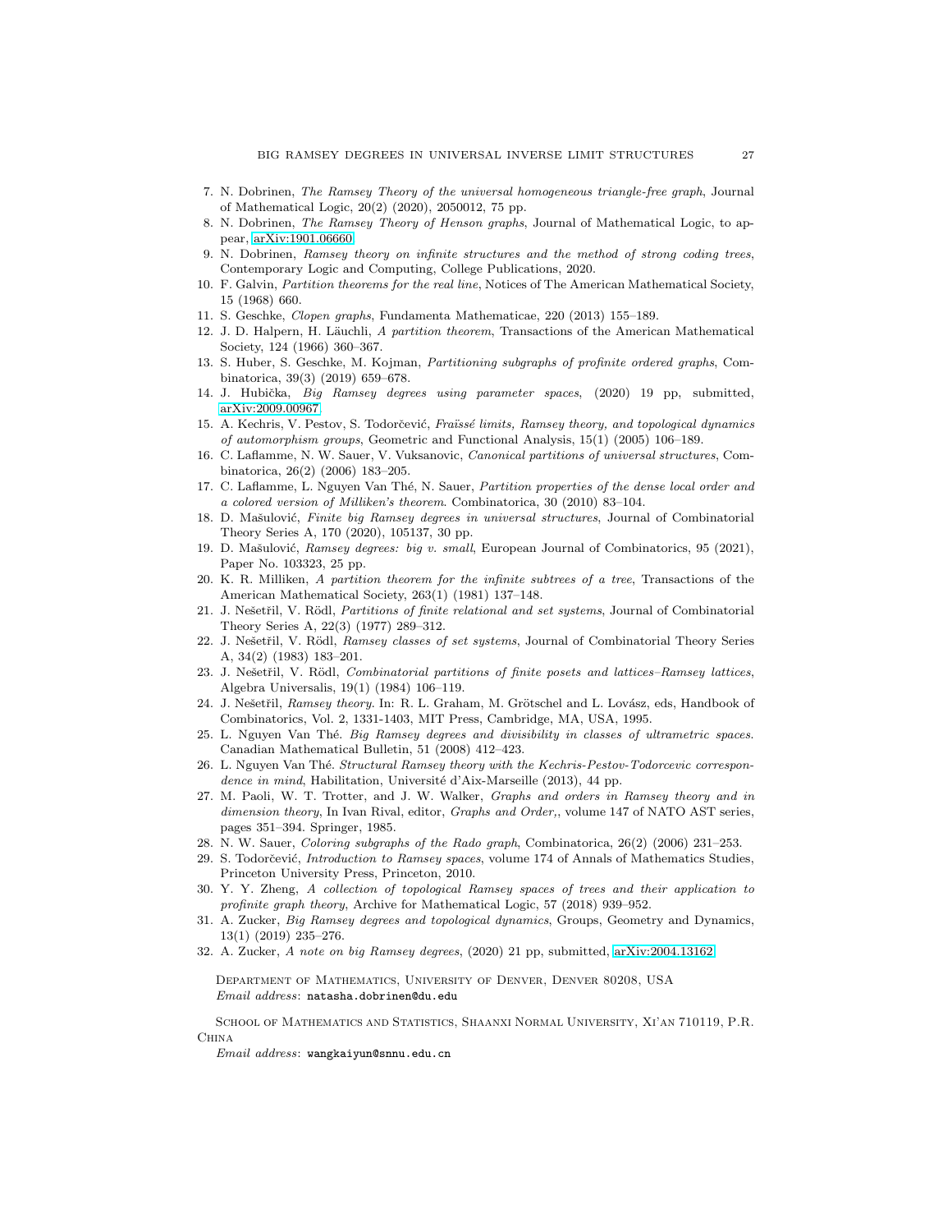7. N. Dobrinen, *The Ramsey Theory of the universal homogeneous triangle-free graph*, Journal of Mathematical Logic, 20(2) (2020), 2050012, 75 pp.
8. N. Dobrinen, *The Ramsey Theory of Henson graphs*, Journal of Mathematical Logic, to appear, arXiv:1901.06660.
9. N. Dobrinen, *Ramsey theory on infinite structures and the method of strong coding trees*, Contemporary Logic and Computing, College Publications, 2020.
10. F. Galvin, *Partition theorems for the real line*, Notices of The American Mathematical Society, 15 (1968) 660.
11. S. Geschke, *Clopen graphs*, Fundamenta Mathematicae, 220 (2013) 155–189.
12. J. D. Halpern, H. Läuchli, *A partition theorem*, Transactions of the American Mathematical Society, 124 (1966) 360–367.
13. S. Huber, S. Geschke, M. Kojman, *Partitioning subgraphs of profinite ordered graphs*, Combinatorica, 39(3) (2019) 659–678.
14. J. Hubička, *Big Ramsey degrees using parameter spaces*, (2020) 19 pp, submitted, arXiv:2009.00967.
15. A. Kechris, V. Pestov, S. Todorčević, *Fraïssé limits, Ramsey theory, and topological dynamics of automorphism groups*, Geometric and Functional Analysis, 15(1) (2005) 106–189.
16. C. Laflamme, N. W. Sauer, V. Vuksanovic, *Canonical partitions of universal structures*, Combinatorica, 26(2) (2006) 183–205.
17. C. Laflamme, L. Nguyen Van Thé, N. Sauer, *Partition properties of the dense local order and a colored version of Milliken's theorem*. Combinatorica, 30 (2010) 83–104.
18. D. Mašulović, *Finite big Ramsey degrees in universal structures*, Journal of Combinatorial Theory Series A, 170 (2020), 105137, 30 pp.
19. D. Mašulović, *Ramsey degrees: big v. small*, European Journal of Combinatorics, 95 (2021), Paper No. 103323, 25 pp.
20. K. R. Milliken, *A partition theorem for the infinite subtrees of a tree*, Transactions of the American Mathematical Society, 263(1) (1981) 137–148.
21. J. Nešetřil, V. Rödl, *Partitions of finite relational and set systems*, Journal of Combinatorial Theory Series A, 22(3) (1977) 289–312.
22. J. Nešetřil, V. Rödl, *Ramsey classes of set systems*, Journal of Combinatorial Theory Series A, 34(2) (1983) 183–201.
23. J. Nešetřil, V. Rödl, *Combinatorial partitions of finite posets and lattices–Ramsey lattices*, Algebra Universalis, 19(1) (1984) 106–119.
24. J. Nešetřil, *Ramsey theory*. In: R. L. Graham, M. Grötschel and L. Lovász, eds, Handbook of Combinatorics, Vol. 2, 1331-1403, MIT Press, Cambridge, MA, USA, 1995.
25. L. Nguyen Van Thé. *Big Ramsey degrees and divisibility in classes of ultrametric spaces.* Canadian Mathematical Bulletin, 51 (2008) 412–423.
26. L. Nguyen Van Thé. *Structural Ramsey theory with the Kechris-Pestov-Todorcevic correspondence in mind*, Habilitation, Université d'Aix-Marseille (2013), 44 pp.
27. M. Paoli, W. T. Trotter, and J. W. Walker, *Graphs and orders in Ramsey theory and in dimension theory*, In Ivan Rival, editor, *Graphs and Order,*, volume 147 of NATO AST series, pages 351–394. Springer, 1985.
28. N. W. Sauer, *Coloring subgraphs of the Rado graph*, Combinatorica, 26(2) (2006) 231–253.
29. S. Todorčević, *Introduction to Ramsey spaces*, volume 174 of Annals of Mathematics Studies, Princeton University Press, Princeton, 2010.
30. Y. Y. Zheng, *A collection of topological Ramsey spaces of trees and their application to profinite graph theory*, Archive for Mathematical Logic, 57 (2018) 939–952.
31. A. Zucker, *Big Ramsey degrees and topological dynamics*, Groups, Geometry and Dynamics, 13(1) (2019) 235–276.
32. A. Zucker, *A note on big Ramsey degrees*, (2020) 21 pp, submitted, arXiv:2004.13162.

Department of Mathematics, University of Denver, Denver 80208, USA
*Email address*: natasha.dobrinen@du.edu

School of Mathematics and Statistics, Shaanxi Normal University, Xi'an 710119, P.R. China
*Email address*: wangkaiyun@snnu.edu.cn